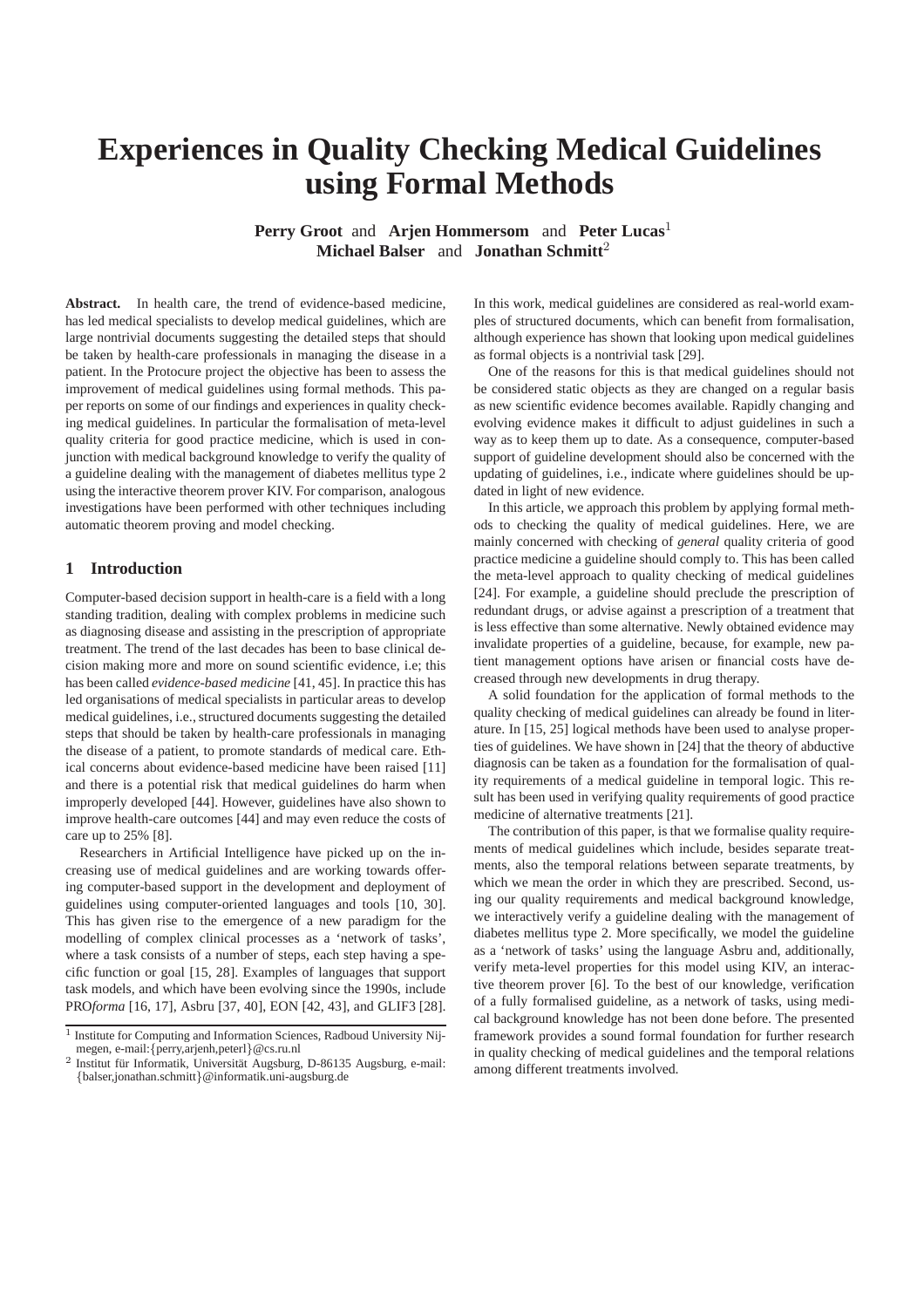# Experiences in Quality Checking Medical Guidelines using Formal Methods

**Perry Groot** and **Arjen Hommersom** and **Peter Lucas**[1]
**Michael Balser** and **Jonathan Schmitt**[2]

**Abstract.** In health care, the trend of evidence-based medicine, has led medical specialists to develop medical guidelines, which are large nontrivial documents suggesting the detailed steps that should be taken by health-care professionals in managing the disease in a patient. In the Protocure project the objective has been to assess the improvement of medical guidelines using formal methods. This paper reports on some of our findings and experiences in quality checking medical guidelines. In particular the formalisation of meta-level quality criteria for good practice medicine, which is used in conjunction with medical background knowledge to verify the quality of a guideline dealing with the management of diabetes mellitus type 2 using the interactive theorem prover KIV. For comparison, analogous investigations have been performed with other techniques including automatic theorem proving and model checking.

## 1 Introduction

Computer-based decision support in health-care is a field with a long standing tradition, dealing with complex problems in medicine such as diagnosing disease and assisting in the prescription of appropriate treatment. The trend of the last decades has been to base clinical decision making more and more on sound scientific evidence, i.e; this has been called *evidence-based medicine* [41, 45]. In practice this has led organisations of medical specialists in particular areas to develop medical guidelines, i.e., structured documents suggesting the detailed steps that should be taken by health-care professionals in managing the disease of a patient, to promote standards of medical care. Ethical concerns about evidence-based medicine have been raised [11] and there is a potential risk that medical guidelines do harm when improperly developed [44]. However, guidelines have also shown to improve health-care outcomes [44] and may even reduce the costs of care up to 25% [8].

Researchers in Artificial Intelligence have picked up on the increasing use of medical guidelines and are working towards offering computer-based support in the development and deployment of guidelines using computer-oriented languages and tools [10, 30]. This has given rise to the emergence of a new paradigm for the modelling of complex clinical processes as a 'network of tasks', where a task consists of a number of steps, each step having a specific function or goal [15, 28]. Examples of languages that support task models, and which have been evolving since the 1990s, include PRO*forma* [16, 17], Asbru [37, 40], EON [42, 43], and GLIF3 [28]. In this work, medical guidelines are considered as real-world examples of structured documents, which can benefit from formalisation, although experience has shown that looking upon medical guidelines as formal objects is a nontrivial task [29].

One of the reasons for this is that medical guidelines should not be considered static objects as they are changed on a regular basis as new scientific evidence becomes available. Rapidly changing and evolving evidence makes it difficult to adjust guidelines in such a way as to keep them up to date. As a consequence, computer-based support of guideline development should also be concerned with the updating of guidelines, i.e., indicate where guidelines should be updated in light of new evidence.

In this article, we approach this problem by applying formal methods to checking the quality of medical guidelines. Here, we are mainly concerned with checking of *general* quality criteria of good practice medicine a guideline should comply to. This has been called the meta-level approach to quality checking of medical guidelines [24]. For example, a guideline should preclude the prescription of redundant drugs, or advise against a prescription of a treatment that is less effective than some alternative. Newly obtained evidence may invalidate properties of a guideline, because, for example, new patient management options have arisen or financial costs have decreased through new developments in drug therapy.

A solid foundation for the application of formal methods to the quality checking of medical guidelines can already be found in literature. In [15, 25] logical methods have been used to analyse properties of guidelines. We have shown in [24] that the theory of abductive diagnosis can be taken as a foundation for the formalisation of quality requirements of a medical guideline in temporal logic. This result has been used in verifying quality requirements of good practice medicine of alternative treatments [21].

The contribution of this paper, is that we formalise quality requirements of medical guidelines which include, besides separate treatments, also the temporal relations between separate treatments, by which we mean the order in which they are prescribed. Second, using our quality requirements and medical background knowledge, we interactively verify a guideline dealing with the management of diabetes mellitus type 2. More specifically, we model the guideline as a 'network of tasks' using the language Asbru and, additionally, verify meta-level properties for this model using KIV, an interactive theorem prover [6]. To the best of our knowledge, verification of a fully formalised guideline, as a network of tasks, using medical background knowledge has not been done before. The presented framework provides a sound formal foundation for further research in quality checking of medical guidelines and the temporal relations among different treatments involved.

[1] Institute for Computing and Information Sciences, Radboud University Nijmegen, e-mail:{perry,arjenh,peterl}@cs.ru.nl

[2] Institut für Informatik, Universität Augsburg, D-86135 Augsburg, e-mail: {balser,jonathan.schmitt}@informatik.uni-augsburg.de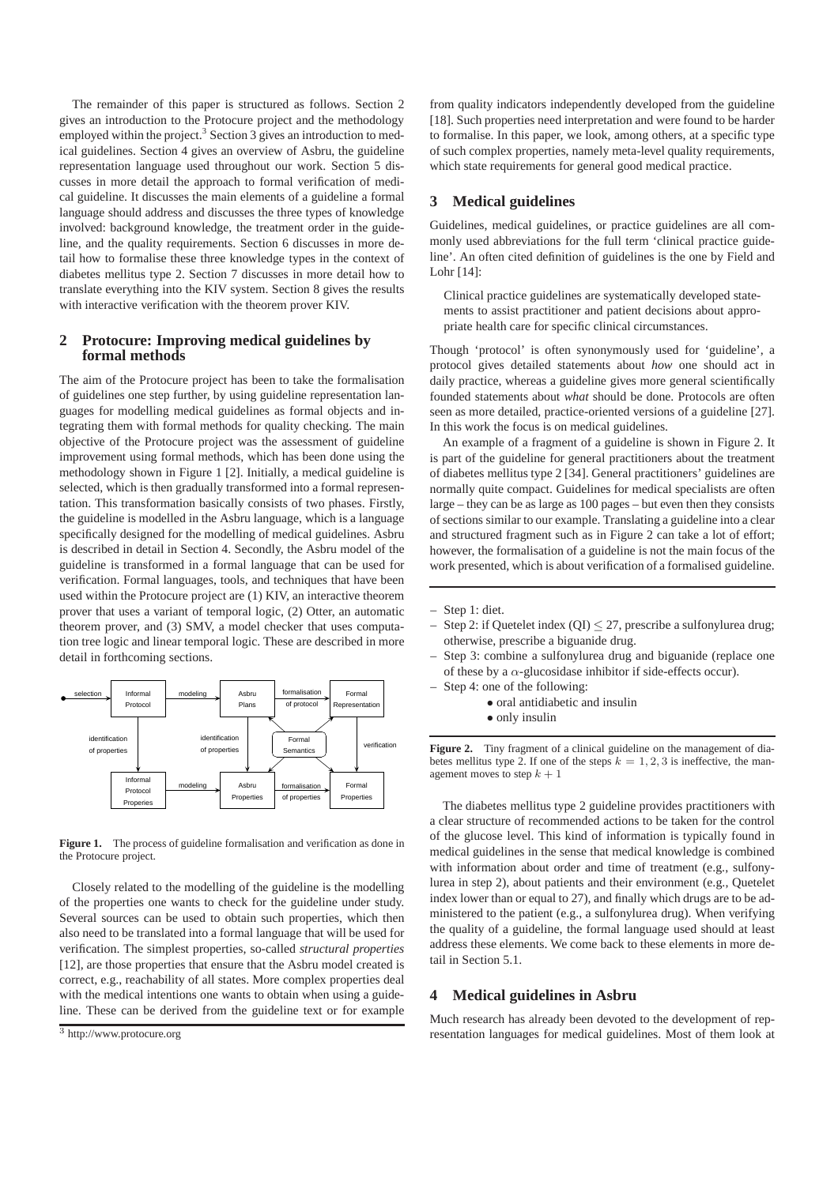The remainder of this paper is structured as follows. Section 2 gives an introduction to the Protocure project and the methodology employed within the project.[3] Section 3 gives an introduction to medical guidelines. Section 4 gives an overview of Asbru, the guideline representation language used throughout our work. Section 5 discusses in more detail the approach to formal verification of medical guideline. It discusses the main elements of a guideline a formal language should address and discusses the three types of knowledge involved: background knowledge, the treatment order in the guideline, and the quality requirements. Section 6 discusses in more detail how to formalise these three knowledge types in the context of diabetes mellitus type 2. Section 7 discusses in more detail how to translate everything into the KIV system. Section 8 gives the results with interactive verification with the theorem prover KIV.

## 2 Protocure: Improving medical guidelines by formal methods

The aim of the Protocure project has been to take the formalisation of guidelines one step further, by using guideline representation languages for modelling medical guidelines as formal objects and integrating them with formal methods for quality checking. The main objective of the Protocure project was the assessment of guideline improvement using formal methods, which has been done using the methodology shown in Figure 1 [2]. Initially, a medical guideline is selected, which is then gradually transformed into a formal representation. This transformation basically consists of two phases. Firstly, the guideline is modelled in the Asbru language, which is a language specifically designed for the modelling of medical guidelines. Asbru is described in detail in Section 4. Secondly, the Asbru model of the guideline is transformed in a formal language that can be used for verification. Formal languages, tools, and techniques that have been used within the Protocure project are (1) KIV, an interactive theorem prover that uses a variant of temporal logic, (2) Otter, an automatic theorem prover, and (3) SMV, a model checker that uses computation tree logic and linear temporal logic. These are described in more detail in forthcoming sections.

**Figure 1.** The process of guideline formalisation and verification as done in the Protocure project.

Closely related to the modelling of the guideline is the modelling of the properties one wants to check for the guideline under study. Several sources can be used to obtain such properties, which then also need to be translated into a formal language that will be used for verification. The simplest properties, so-called *structural properties* [12], are those properties that ensure that the Asbru model created is correct, e.g., reachability of all states. More complex properties deal with the medical intentions one wants to obtain when using a guideline. These can be derived from the guideline text or for example from quality indicators independently developed from the guideline [18]. Such properties need interpretation and were found to be harder to formalise. In this paper, we look, among others, at a specific type of such complex properties, namely meta-level quality requirements, which state requirements for general good medical practice.

[3] http://www.protocure.org

## 3 Medical guidelines

Guidelines, medical guidelines, or practice guidelines are all commonly used abbreviations for the full term 'clinical practice guideline'. An often cited definition of guidelines is the one by Field and Lohr [14]:

> Clinical practice guidelines are systematically developed statements to assist practitioner and patient decisions about appropriate health care for specific clinical circumstances.

Though 'protocol' is often synonymously used for 'guideline', a protocol gives detailed statements about *how* one should act in daily practice, whereas a guideline gives more general scientifically founded statements about *what* should be done. Protocols are often seen as more detailed, practice-oriented versions of a guideline [27]. In this work the focus is on medical guidelines.

An example of a fragment of a guideline is shown in Figure 2. It is part of the guideline for general practitioners about the treatment of diabetes mellitus type 2 [34]. General practitioners' guidelines are normally quite compact. Guidelines for medical specialists are often large – they can be as large as 100 pages – but even then they consists of sections similar to our example. Translating a guideline into a clear and structured fragment such as in Figure 2 can take a lot of effort; however, the formalisation of a guideline is not the main focus of the work presented, which is about verification of a formalised guideline.

- Step 1: diet.
- Step 2: if Quetelet index (QI) $\leq 27$, prescribe a sulfonylurea drug; otherwise, prescribe a biguanide drug.
- Step 3: combine a sulfonylurea drug and biguanide (replace one of these by a $\alpha$-glucosidase inhibitor if side-effects occur).
- Step 4: one of the following:
  - oral antidiabetic and insulin
  - only insulin

**Figure 2.** Tiny fragment of a clinical guideline on the management of diabetes mellitus type 2. If one of the steps $k = 1, 2, 3$ is ineffective, the management moves to step $k + 1$

The diabetes mellitus type 2 guideline provides practitioners with a clear structure of recommended actions to be taken for the control of the glucose level. This kind of information is typically found in medical guidelines in the sense that medical knowledge is combined with information about order and time of treatment (e.g., sulfonylurea in step 2), about patients and their environment (e.g., Quetelet index lower than or equal to 27), and finally which drugs are to be administered to the patient (e.g., a sulfonylurea drug). When verifying the quality of a guideline, the formal language used should at least address these elements. We come back to these elements in more detail in Section 5.1.

## 4 Medical guidelines in Asbru

Much research has already been devoted to the development of representation languages for medical guidelines. Most of them look at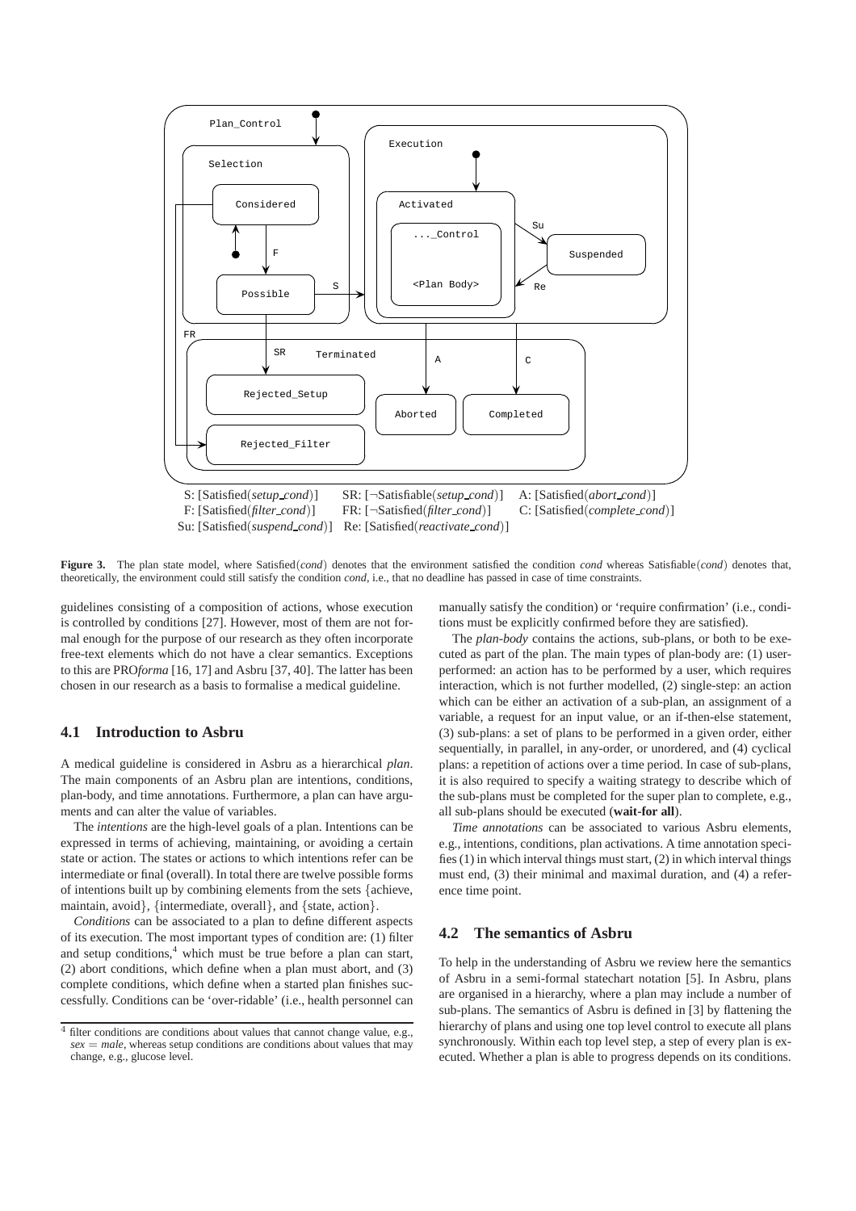S: [Satisfied(*setup_cond*)] SR: [¬Satisfiable(*setup_cond*)] A: [Satisfied(*abort_cond*)]
F: [Satisfied(*filter_cond*)] FR: [¬Satisfied(*filter_cond*)] C: [Satisfied(*complete_cond*)]
Su: [Satisfied(*suspend_cond*)] Re: [Satisfied(*reactivate_cond*)]

**Figure 3.** The plan state model, where Satisfied(*cond*) denotes that the environment satisfied the condition *cond* whereas Satisfiable(*cond*) denotes that, theoretically, the environment could still satisfy the condition *cond*, i.e., that no deadline has passed in case of time constraints.

guidelines consisting of a composition of actions, whose execution is controlled by conditions [27]. However, most of them are not formal enough for the purpose of our research as they often incorporate free-text elements which do not have a clear semantics. Exceptions to this are PRO*forma* [16, 17] and Asbru [37, 40]. The latter has been chosen in our research as a basis to formalise a medical guideline.

## 4.1 Introduction to Asbru

A medical guideline is considered in Asbru as a hierarchical *plan*. The main components of an Asbru plan are intentions, conditions, plan-body, and time annotations. Furthermore, a plan can have arguments and can alter the value of variables.

The *intentions* are the high-level goals of a plan. Intentions can be expressed in terms of achieving, maintaining, or avoiding a certain state or action. The states or actions to which intentions refer can be intermediate or final (overall). In total there are twelve possible forms of intentions built up by combining elements from the sets {achieve, maintain, avoid}, {intermediate, overall}, and {state, action}.

*Conditions* can be associated to a plan to define different aspects of its execution. The most important types of condition are: (1) filter and setup conditions,[4] which must be true before a plan can start, (2) abort conditions, which define when a plan must abort, and (3) complete conditions, which define when a started plan finishes successfully. Conditions can be 'over-ridable' (i.e., health personnel can manually satisfy the condition) or 'require confirmation' (i.e., conditions must be explicitly confirmed before they are satisfied).

The *plan-body* contains the actions, sub-plans, or both to be executed as part of the plan. The main types of plan-body are: (1) user-performed: an action has to be performed by a user, which requires interaction, which is not further modelled, (2) single-step: an action which can be either an activation of a sub-plan, an assignment of a variable, a request for an input value, or an if-then-else statement, (3) sub-plans: a set of plans to be performed in a given order, either sequentially, in parallel, in any-order, or unordered, and (4) cyclical plans: a repetition of actions over a time period. In case of sub-plans, it is also required to specify a waiting strategy to describe which of the sub-plans must be completed for the super plan to complete, e.g., all sub-plans should be executed (**wait-for all**).

*Time annotations* can be associated to various Asbru elements, e.g., intentions, conditions, plan activations. A time annotation specifies (1) in which interval things must start, (2) in which interval things must end, (3) their minimal and maximal duration, and (4) a reference time point.

## 4.2 The semantics of Asbru

To help in the understanding of Asbru we review here the semantics of Asbru in a semi-formal statechart notation [5]. In Asbru, plans are organised in a hierarchy, where a plan may include a number of sub-plans. The semantics of Asbru is defined in [3] by flattening the hierarchy of plans and using one top level control to execute all plans synchronously. Within each top level step, a step of every plan is executed. Whether a plan is able to progress depends on its conditions.

[4] filter conditions are conditions about values that cannot change value, e.g., *sex* = *male*, whereas setup conditions are conditions about values that may change, e.g., glucose level.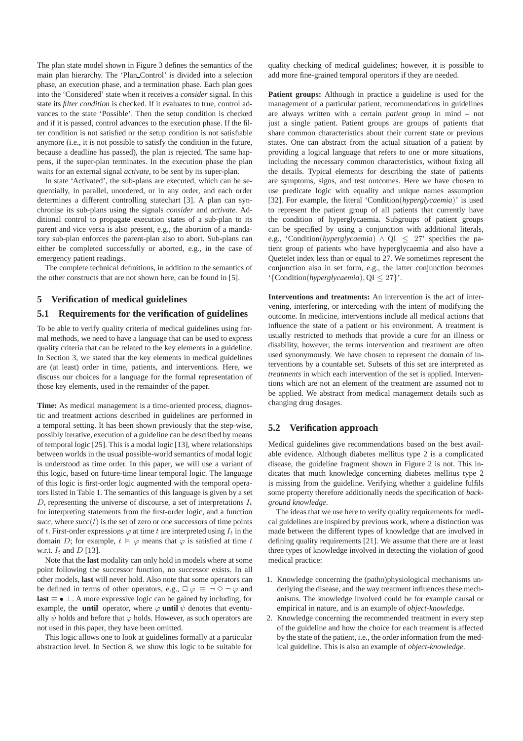The plan state model shown in Figure 3 defines the semantics of the main plan hierarchy. The 'Plan_Control' is divided into a selection phase, an execution phase, and a termination phase. Each plan goes into the 'Considered' state when it receives a *consider* signal. In this state its *filter condition* is checked. If it evaluates to true, control advances to the state 'Possible'. Then the setup condition is checked and if it is passed, control advances to the execution phase. If the filter condition is not satisfied or the setup condition is not satisfiable anymore (i.e., it is not possible to satisfy the condition in the future, because a deadline has passed), the plan is rejected. The same happens, if the super-plan terminates. In the execution phase the plan waits for an external signal *activate*, to be sent by its super-plan.

In state 'Activated', the sub-plans are executed, which can be sequentially, in parallel, unordered, or in any order, and each order determines a different controlling statechart [3]. A plan can synchronise its sub-plans using the signals *consider* and *activate*. Additional control to propagate execution states of a sub-plan to its parent and vice versa is also present, e.g., the abortion of a mandatory sub-plan enforces the parent-plan also to abort. Sub-plans can either be completed successfully or aborted, e.g., in the case of emergency patient readings.

The complete technical definitions, in addition to the semantics of the other constructs that are not shown here, can be found in [5].

## 5 Verification of medical guidelines

### 5.1 Requirements for the verification of guidelines

To be able to verify quality criteria of medical guidelines using formal methods, we need to have a language that can be used to express quality criteria that can be related to the key elements in a guideline. In Section 3, we stated that the key elements in medical guidelines are (at least) order in time, patients, and interventions. Here, we discuss our choices for a language for the formal representation of those key elements, used in the remainder of the paper.

**Time:** As medical management is a time-oriented process, diagnostic and treatment actions described in guidelines are performed in a temporal setting. It has been shown previously that the step-wise, possibly iterative, execution of a guideline can be described by means of temporal logic [25]. This is a modal logic [13], where relationships between worlds in the usual possible-world semantics of modal logic is understood as time order. In this paper, we will use a variant of this logic, based on future-time linear temporal logic. The language of this logic is first-order logic augmented with the temporal operators listed in Table 1. The semantics of this language is given by a set $D$, representing the universe of discourse, a set of interpretations $I_t$ for interpreting statements from the first-order logic, and a function *succ*, where *succ*$(t)$ is the set of zero or one successors of time points of $t$. First-order expressions $\varphi$ at time $t$ are interpreted using $I_t$ in the domain $D$; for example, $t \vDash \varphi$ means that $\varphi$ is satisfied at time $t$ w.r.t. $I_t$ and $D$ [13].

Note that the **last** modality can only hold in models where at some point following the successor function, no successor exists. In all other models, **last** will never hold. Also note that some operators can be defined in terms of other operators, e.g., $\Box\,\varphi \equiv \neg \Diamond \neg\,\varphi$ and **last** $\equiv \bullet \perp$. A more expressive logic can be gained by including, for example, the **until** operator, where $\varphi$ **until** $\psi$ denotes that eventually $\psi$ holds and before that $\varphi$ holds. However, as such operators are not used in this paper, they have been omitted.

This logic allows one to look at guidelines formally at a particular abstraction level. In Section 8, we show this logic to be suitable for quality checking of medical guidelines; however, it is possible to add more fine-grained temporal operators if they are needed.

**Patient groups:** Although in practice a guideline is used for the management of a particular patient, recommendations in guidelines are always written with a certain *patient group* in mind – not just a single patient. Patient groups are groups of patients that share common characteristics about their current state or previous states. One can abstract from the actual situation of a patient by providing a logical language that refers to one or more situations, including the necessary common characteristics, without fixing all the details. Typical elements for describing the state of patients are symptoms, signs, and test outcomes. Here we have chosen to use predicate logic with equality and unique names assumption [32]. For example, the literal 'Condition(*hyperglycaemia*)' is used to represent the patient group of all patients that currently have the condition of hyperglycaemia. Subgroups of patient groups can be specified by using a conjunction with additional literals, e.g., 'Condition(*hyperglycaemia*) $\wedge$ QI $\leq$ 27' specifies the patient group of patients who have hyperglycaemia and also have a Quetelet index less than or equal to 27. We sometimes represent the conjunction also in set form, e.g., the latter conjunction becomes '$\{$Condition(*hyperglycaemia*)$, \mathrm{QI} \leq 27\}$'.

**Interventions and treatments:** An intervention is the act of intervening, interfering, or interceding with the intent of modifying the outcome. In medicine, interventions include all medical actions that influence the state of a patient or his environment. A treatment is usually restricted to methods that provide a cure for an illness or disability, however, the terms intervention and treatment are often used synonymously. We have chosen to represent the domain of interventions by a countable set. Subsets of this set are interpreted as *treatments* in which each intervention of the set is applied. Interventions which are not an element of the treatment are assumed not to be applied. We abstract from medical management details such as changing drug dosages.

### 5.2 Verification approach

Medical guidelines give recommendations based on the best available evidence. Although diabetes mellitus type 2 is a complicated disease, the guideline fragment shown in Figure 2 is not. This indicates that much knowledge concerning diabetes mellitus type 2 is missing from the guideline. Verifying whether a guideline fulfils some property therefore additionally needs the specification of *background knowledge*.

The ideas that we use here to verify quality requirements for medical guidelines are inspired by previous work, where a distinction was made between the different types of knowledge that are involved in defining quality requirements [21]. We assume that there are at least three types of knowledge involved in detecting the violation of good medical practice:

1. Knowledge concerning the (patho)physiological mechanisms underlying the disease, and the way treatment influences these mechanisms. The knowledge involved could be for example causal or empirical in nature, and is an example of *object-knowledge*.
2. Knowledge concerning the recommended treatment in every step of the guideline and how the choice for each treatment is affected by the state of the patient, i.e., the order information from the medical guideline. This is also an example of *object-knowledge*.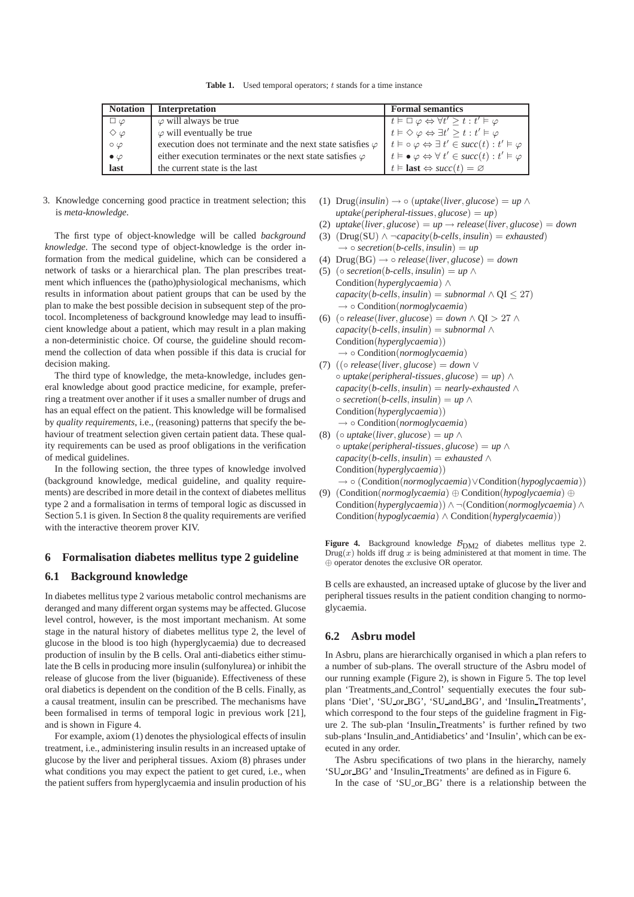**Table 1.** Used temporal operators; $t$ stands for a time instance

| Notation | Interpretation | Formal semantics |
|---|---|---|
| $\square\,\varphi$ | $\varphi$ will always be true | $t \vDash \square\,\varphi \Leftrightarrow \forall t' \geq t : t' \vDash \varphi$ |
| $\diamond\,\varphi$ | $\varphi$ will eventually be true | $t \vDash \diamond\,\varphi \Leftrightarrow \exists t' \geq t : t' \vDash \varphi$ |
| $\circ\,\varphi$ | execution does not terminate and the next state satisfies $\varphi$ | $t \vDash \circ\,\varphi \Leftrightarrow \exists\, t' \in \mathit{succ}(t) : t' \vDash \varphi$ |
| $\bullet\,\varphi$ | either execution terminates or the next state satisfies $\varphi$ | $t \vDash \bullet\,\varphi \Leftrightarrow \forall\, t' \in \mathit{succ}(t) : t' \vDash \varphi$ |
| **last** | the current state is the last | $t \vDash \textbf{last} \Leftrightarrow \mathit{succ}(t) = \varnothing$ |

3. Knowledge concerning good practice in treatment selection; this is *meta-knowledge*.

The first type of object-knowledge will be called *background knowledge*. The second type of object-knowledge is the order information from the medical guideline, which can be considered a network of tasks or a hierarchical plan. The plan prescribes treatment which influences the (patho)physiological mechanisms, which results in information about patient groups that can be used by the plan to make the best possible decision in subsequent step of the protocol. Incompleteness of background knowledge may lead to insufficient knowledge about a patient, which may result in a plan making a non-deterministic choice. Of course, the guideline should recommend the collection of data when possible if this data is crucial for decision making.

The third type of knowledge, the meta-knowledge, includes general knowledge about good practice medicine, for example, preferring a treatment over another if it uses a smaller number of drugs and has an equal effect on the patient. This knowledge will be formalised by *quality requirements*, i.e., (reasoning) patterns that specify the behaviour of treatment selection given certain patient data. These quality requirements can be used as proof obligations in the verification of medical guidelines.

In the following section, the three types of knowledge involved (background knowledge, medical guideline, and quality requirements) are described in more detail in the context of diabetes mellitus type 2 and a formalisation in terms of temporal logic as discussed in Section 5.1 is given. In Section 8 the quality requirements are verified with the interactive theorem prover KIV.

## 6 Formalisation diabetes mellitus type 2 guideline

### 6.1 Background knowledge

In diabetes mellitus type 2 various metabolic control mechanisms are deranged and many different organ systems may be affected. Glucose level control, however, is the most important mechanism. At some stage in the natural history of diabetes mellitus type 2, the level of glucose in the blood is too high (hyperglycaemia) due to decreased production of insulin by the B cells. Oral anti-diabetics either stimulate the B cells in producing more insulin (sulfonylurea) or inhibit the release of glucose from the liver (biguanide). Effectiveness of these oral diabetics is dependent on the condition of the B cells. Finally, as a causal treatment, insulin can be prescribed. The mechanisms have been formalised in terms of temporal logic in previous work [21], and is shown in Figure 4.

For example, axiom (1) denotes the physiological effects of insulin treatment, i.e., administering insulin results in an increased uptake of glucose by the liver and peripheral tissues. Axiom (8) phrases under what conditions you may expect the patient to get cured, i.e., when the patient suffers from hyperglycaemia and insulin production of his B cells are exhausted, an increased uptake of glucose by the liver and peripheral tissues results in the patient condition changing to normoglycaemia.

(1) $\mathrm{Drug}(\mathit{insulin}) \rightarrow \circ\,(\mathit{uptake}(\mathit{liver}, \mathit{glucose}) = \mathit{up} \wedge \mathit{uptake}(\mathit{peripheral\text{-}tissues}, \mathit{glucose}) = \mathit{up})$

(2) $\mathit{uptake}(\mathit{liver}, \mathit{glucose}) = \mathit{up} \rightarrow \mathit{release}(\mathit{liver}, \mathit{glucose}) = \mathit{down}$

(3) $(\mathrm{Drug}(\mathrm{SU}) \wedge \neg\mathit{capacity}(\mathit{b\text{-}cells}, \mathit{insulin}) = \mathit{exhausted}) \rightarrow \circ\,\mathit{secretion}(\mathit{b\text{-}cells}, \mathit{insulin}) = \mathit{up}$

(4) $\mathrm{Drug}(\mathrm{BG}) \rightarrow \circ\,\mathit{release}(\mathit{liver}, \mathit{glucose}) = \mathit{down}$

(5) $(\circ\,\mathit{secretion}(\mathit{b\text{-}cells}, \mathit{insulin}) = \mathit{up} \wedge \mathrm{Condition}(\mathit{hyperglycaemia}) \wedge \mathit{capacity}(\mathit{b\text{-}cells}, \mathit{insulin}) = \mathit{subnormal} \wedge \mathrm{QI} \leq 27) \rightarrow \circ\,\mathrm{Condition}(\mathit{normoglycaemia})$

(6) $(\circ\,\mathit{release}(\mathit{liver}, \mathit{glucose}) = \mathit{down} \wedge \mathrm{QI} > 27 \wedge \mathit{capacity}(\mathit{b\text{-}cells}, \mathit{insulin}) = \mathit{subnormal} \wedge \mathrm{Condition}(\mathit{hyperglycaemia})) \rightarrow \circ\,\mathrm{Condition}(\mathit{normoglycaemia})$

(7) $((\circ\,\mathit{release}(\mathit{liver}, \mathit{glucose}) = \mathit{down} \vee \circ\,\mathit{uptake}(\mathit{peripheral\text{-}tissues}, \mathit{glucose}) = \mathit{up}) \wedge \mathit{capacity}(\mathit{b\text{-}cells}, \mathit{insulin}) = \mathit{nearly\text{-}exhausted} \wedge \circ\,\mathit{secretion}(\mathit{b\text{-}cells}, \mathit{insulin}) = \mathit{up} \wedge \mathrm{Condition}(\mathit{hyperglycaemia})) \rightarrow \circ\,\mathrm{Condition}(\mathit{normoglycaemia})$

(8) $(\circ\,\mathit{uptake}(\mathit{liver}, \mathit{glucose}) = \mathit{up} \wedge \circ\,\mathit{uptake}(\mathit{peripheral\text{-}tissues}, \mathit{glucose}) = \mathit{up} \wedge \mathit{capacity}(\mathit{b\text{-}cells}, \mathit{insulin}) = \mathit{exhausted} \wedge \mathrm{Condition}(\mathit{hyperglycaemia})) \rightarrow \circ\,(\mathrm{Condition}(\mathit{normoglycaemia}) \vee \mathrm{Condition}(\mathit{hypoglycaemia}))$

(9) $(\mathrm{Condition}(\mathit{normoglycaemia}) \oplus \mathrm{Condition}(\mathit{hypoglycaemia}) \oplus \mathrm{Condition}(\mathit{hyperglycaemia})) \wedge \neg(\mathrm{Condition}(\mathit{normoglycaemia}) \wedge \mathrm{Condition}(\mathit{hypoglycaemia}) \wedge \mathrm{Condition}(\mathit{hyperglycaemia}))$

**Figure 4.** Background knowledge $\mathcal{B}_{\mathrm{DM2}}$ of diabetes mellitus type 2. $\mathrm{Drug}(x)$ holds iff drug $x$ is being administered at that moment in time. The $\oplus$ operator denotes the exclusive OR operator.

### 6.2 Asbru model

In Asbru, plans are hierarchically organised in which a plan refers to a number of sub-plans. The overall structure of the Asbru model of our running example (Figure 2), is shown in Figure 5. The top level plan 'Treatments_and_Control' sequentially executes the four subplans 'Diet', 'SU_or_BG', 'SU_and_BG', and 'Insulin_Treatments', which correspond to the four steps of the guideline fragment in Figure 2. The sub-plan 'Insulin_Treatments' is further refined by two sub-plans 'Insulin_and_Antidiabetics' and 'Insulin', which can be executed in any order.

The Asbru specifications of two plans in the hierarchy, namely 'SU_or_BG' and 'Insulin_Treatments' are defined as in Figure 6.

In the case of 'SU_or_BG' there is a relationship between the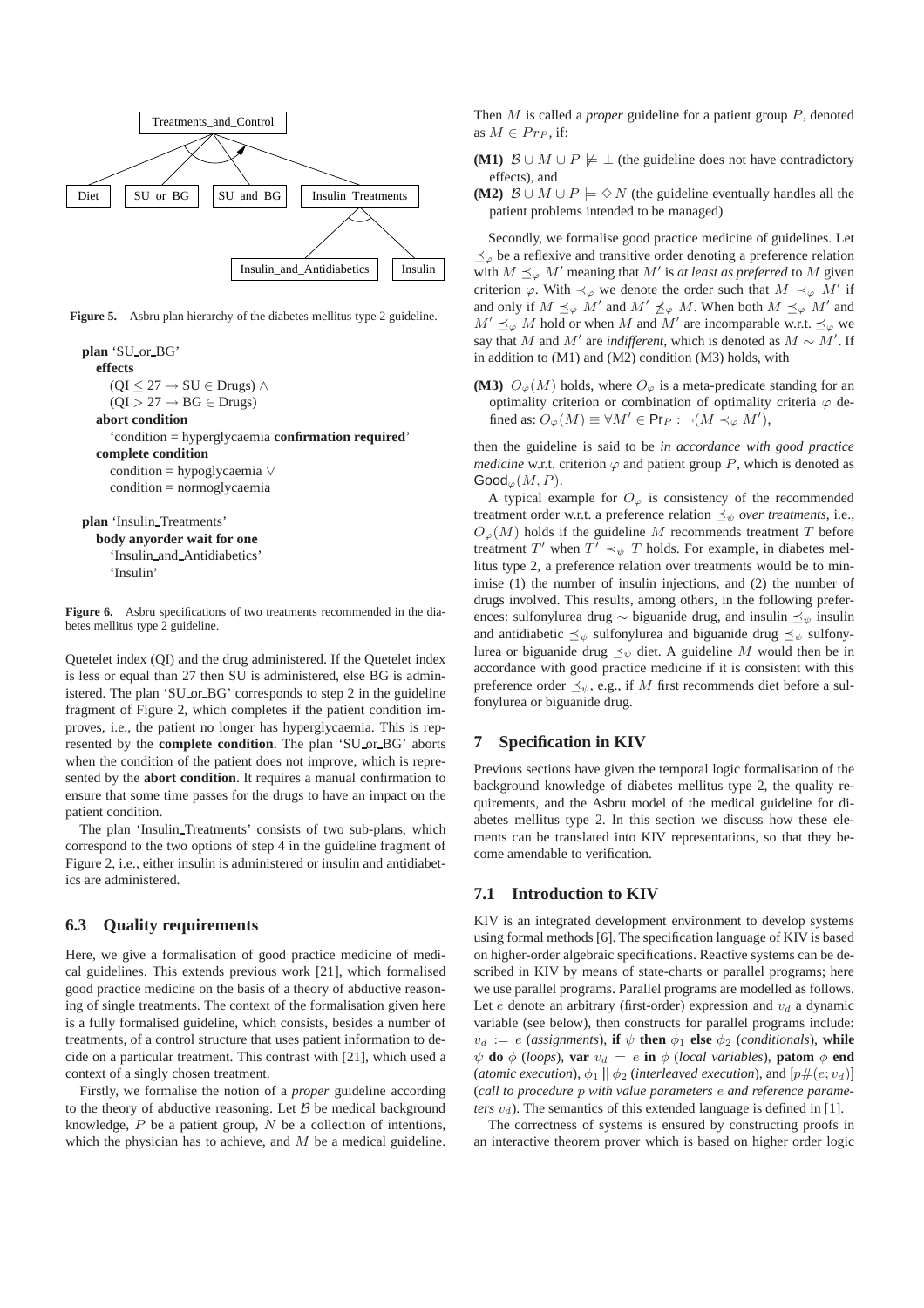Figure 5. Asbru plan hierarchy of the diabetes mellitus type 2 guideline.

```
plan 'SU_or_BG'
  effects
    (QI ≤ 27 → SU ∈ Drugs) ∧
    (QI > 27 → BG ∈ Drugs)
  abort condition
    'condition = hyperglycaemia confirmation required'
  complete condition
    condition = hypoglycaemia ∨
    condition = normoglycaemia

plan 'Insulin_Treatments'
  body anyorder wait for one
    'Insulin_and_Antidiabetics'
    'Insulin'
```

**Figure 6.** Asbru specifications of two treatments recommended in the diabetes mellitus type 2 guideline.

Quetelet index (QI) and the drug administered. If the Quetelet index is less or equal than 27 then SU is administered, else BG is administered. The plan 'SU_or_BG' corresponds to step 2 in the guideline fragment of Figure 2, which completes if the patient condition improves, i.e., the patient no longer has hyperglycaemia. This is represented by the **complete condition**. The plan 'SU_or_BG' aborts when the condition of the patient does not improve, which is represented by the **abort condition**. It requires a manual confirmation to ensure that some time passes for the drugs to have an impact on the patient condition.

The plan 'Insulin_Treatments' consists of two sub-plans, which correspond to the two options of step 4 in the guideline fragment of Figure 2, i.e., either insulin is administered or insulin and antidiabetics are administered.

### 6.3 Quality requirements

Here, we give a formalisation of good practice medicine of medical guidelines. This extends previous work [21], which formalised good practice medicine on the basis of a theory of abductive reasoning of single treatments. The context of the formalisation given here is a fully formalised guideline, which consists, besides a number of treatments, of a control structure that uses patient information to decide on a particular treatment. This contrast with [21], which used a context of a singly chosen treatment.

Firstly, we formalise the notion of a *proper* guideline according to the theory of abductive reasoning. Let $\mathcal{B}$ be medical background knowledge, $P$ be a patient group, $N$ be a collection of intentions, which the physician has to achieve, and $M$ be a medical guideline. Then $M$ is called a *proper* guideline for a patient group $P$, denoted as $M \in Pr_P$, if:

- **(M1)** $\mathcal{B} \cup M \cup P \not\models \bot$ (the guideline does not have contradictory effects), and
- **(M2)** $\mathcal{B} \cup M \cup P \models \Diamond N$ (the guideline eventually handles all the patient problems intended to be managed)

Secondly, we formalise good practice medicine of guidelines. Let $\preceq_\varphi$ be a reflexive and transitive order denoting a preference relation with $M \preceq_\varphi M'$ meaning that $M'$ is *at least as preferred* to $M$ given criterion $\varphi$. With $\prec_\varphi$ we denote the order such that $M \prec_\varphi M'$ if and only if $M \preceq_\varphi M'$ and $M' \not\preceq_\varphi M$. When both $M \preceq_\varphi M'$ and $M' \preceq_\varphi M$ hold or when $M$ and $M'$ are incomparable w.r.t. $\preceq_\varphi$ we say that $M$ and $M'$ are *indifferent*, which is denoted as $M \sim M'$. If in addition to (M1) and (M2) condition (M3) holds, with

- **(M3)** $O_\varphi(M)$ holds, where $O_\varphi$ is a meta-predicate standing for an optimality criterion or combination of optimality criteria $\varphi$ defined as: $O_\varphi(M) \equiv \forall M' \in \mathsf{Pr}_P : \neg(M \prec_\varphi M')$,

then the guideline is said to be *in accordance with good practice medicine* w.r.t. criterion $\varphi$ and patient group $P$, which is denoted as $\mathsf{Good}_\varphi(M, P)$.

A typical example for $O_\varphi$ is consistency of the recommended treatment order w.r.t. a preference relation $\preceq_\psi$ *over treatments*, i.e., $O_\varphi(M)$ holds if the guideline $M$ recommends treatment $T$ before treatment $T'$ when $T' \prec_\psi T$ holds. For example, in diabetes mellitus type 2, a preference relation over treatments would be to minimise (1) the number of insulin injections, and (2) the number of drugs involved. This results, among others, in the following preferences: sulfonylurea drug $\sim$ biguanide drug, and insulin $\preceq_\psi$ insulin and antidiabetic $\preceq_\psi$ sulfonylurea and biguanide drug $\preceq_\psi$ sulfonylurea or biguanide drug $\preceq_\psi$ diet. A guideline $M$ would then be in accordance with good practice medicine if it is consistent with this preference order $\preceq_\psi$, e.g., if $M$ first recommends diet before a sulfonylurea or biguanide drug.

## 7 Specification in KIV

Previous sections have given the temporal logic formalisation of the background knowledge of diabetes mellitus type 2, the quality requirements, and the Asbru model of the medical guideline for diabetes mellitus type 2. In this section we discuss how these elements can be translated into KIV representations, so that they become amendable to verification.

### 7.1 Introduction to KIV

KIV is an integrated development environment to develop systems using formal methods [6]. The specification language of KIV is based on higher-order algebraic specifications. Reactive systems can be described in KIV by means of state-charts or parallel programs; here we use parallel programs. Parallel programs are modelled as follows. Let $e$ denote an arbitrary (first-order) expression and $v_d$ a dynamic variable (see below), then constructs for parallel programs include: $v_d := e$ (*assignments*), **if** $\psi$ **then** $\phi_1$ **else** $\phi_2$ (*conditionals*), **while** $\psi$ **do** $\phi$ (*loops*), **var** $v_d = e$ **in** $\phi$ (*local variables*), **patom** $\phi$ **end** (*atomic execution*), $\phi_1 \parallel \phi_2$ (*interleaved execution*), and $[p\#(e; v_d)]$ (*call to procedure $p$ with value parameters $e$ and reference parameters $v_d$*). The semantics of this extended language is defined in [1].

The correctness of systems is ensured by constructing proofs in an interactive theorem prover which is based on higher order logic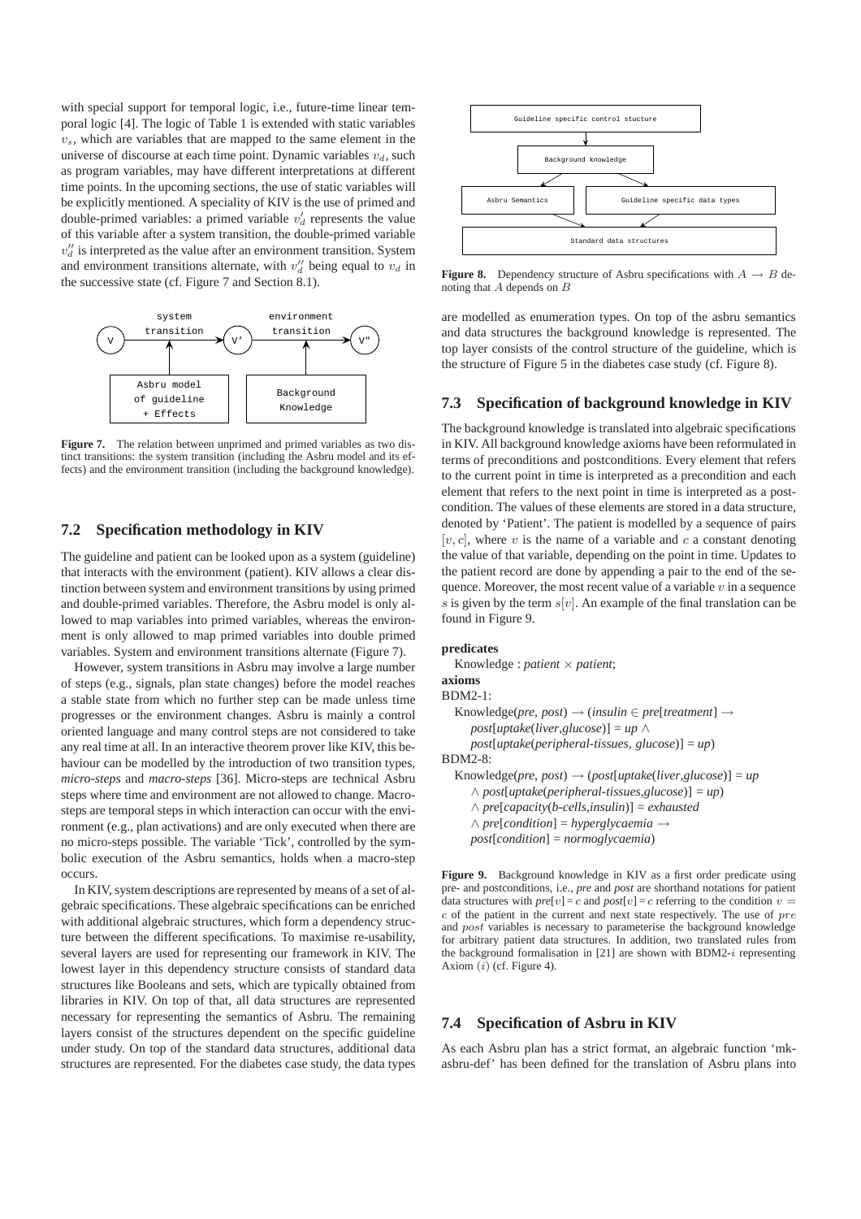with special support for temporal logic, i.e., future-time linear temporal logic [4]. The logic of Table 1 is extended with static variables $v_s$, which are variables that are mapped to the same element in the universe of discourse at each time point. Dynamic variables $v_d$, such as program variables, may have different interpretations at different time points. In the upcoming sections, the use of static variables will be explicitly mentioned. A speciality of KIV is the use of primed and double-primed variables: a primed variable $v_d'$ represents the value of this variable after a system transition, the double-primed variable $v_d''$ is interpreted as the value after an environment transition. System and environment transitions alternate, with $v_d''$ being equal to $v_d$ in the successive state (cf. Figure 7 and Section 8.1).

**Figure 7.** The relation between unprimed and primed variables as two distinct transitions: the system transition (including the Asbru model and its effects) and the environment transition (including the background knowledge).

## 7.2 Specification methodology in KIV

The guideline and patient can be looked upon as a system (guideline) that interacts with the environment (patient). KIV allows a clear distinction between system and environment transitions by using primed and double-primed variables. Therefore, the Asbru model is only allowed to map variables into primed variables, whereas the environment is only allowed to map primed variables into double primed variables. System and environment transitions alternate (Figure 7).

However, system transitions in Asbru may involve a large number of steps (e.g., signals, plan state changes) before the model reaches a stable state from which no further step can be made unless time progresses or the environment changes. Asbru is mainly a control oriented language and many control steps are not considered to take any real time at all. In an interactive theorem prover like KIV, this behaviour can be modelled by the introduction of two transition types, *micro-steps* and *macro-steps* [36]. Micro-steps are technical Asbru steps where time and environment are not allowed to change. Macro-steps are temporal steps in which interaction can occur with the environment (e.g., plan activations) and are only executed when there are no micro-steps possible. The variable 'Tick', controlled by the symbolic execution of the Asbru semantics, holds when a macro-step occurs.

In KIV, system descriptions are represented by means of a set of algebraic specifications. These algebraic specifications can be enriched with additional algebraic structures, which form a dependency structure between the different specifications. To maximise re-usability, several layers are used for representing our framework in KIV. The lowest layer in this dependency structure consists of standard data structures like Booleans and sets, which are typically obtained from libraries in KIV. On top of that, all data structures are represented necessary for representing the semantics of Asbru. The remaining layers consist of the structures dependent on the specific guideline under study. On top of the standard data structures, additional data structures are represented. For the diabetes case study, the data types are modelled as enumeration types. On top of the asbru semantics and data structures the background knowledge is represented. The top layer consists of the control structure of the guideline, which is the structure of Figure 5 in the diabetes case study (cf. Figure 8).

**Figure 8.** Dependency structure of Asbru specifications with $A \rightarrow B$ denoting that $A$ depends on $B$

## 7.3 Specification of background knowledge in KIV

The background knowledge is translated into algebraic specifications in KIV. All background knowledge axioms have been reformulated in terms of preconditions and postconditions. Every element that refers to the current point in time is interpreted as a precondition and each element that refers to the next point in time is interpreted as a postcondition. The values of these elements are stored in a data structure, denoted by 'Patient'. The patient is modelled by a sequence of pairs $[v, c]$, where $v$ is the name of a variable and $c$ a constant denoting the value of that variable, depending on the point in time. Updates to the patient record are done by appending a pair to the end of the sequence. Moreover, the most recent value of a variable $v$ in a sequence $s$ is given by the term $s[v]$. An example of the final translation can be found in Figure 9.

**predicates**
  Knowledge : *patient* × *patient*;
**axioms**
BDM2-1:
  Knowledge(*pre*, *post*) → (*insulin* ∈ *pre*[*treatment*] →
    *post*[*uptake*(*liver*,*glucose*)] = *up* ∧
    *post*[*uptake*(*peripheral-tissues*, *glucose*)] = *up*)
BDM2-8:
  Knowledge(*pre*, *post*) → (*post*[*uptake*(*liver*,*glucose*)] = *up*
    ∧ *post*[*uptake*(*peripheral-tissues*,*glucose*)] = *up*)
    ∧ *pre*[*capacity*(*b-cells*,*insulin*)] = *exhausted*
    ∧ *pre*[*condition*] = *hyperglycaemia* →
    *post*[*condition*] = *normoglycaemia*)

**Figure 9.** Background knowledge in KIV as a first order predicate using pre- and postconditions, i.e., *pre* and *post* are shorthand notations for patient data structures with *pre*[$v$] = $c$ and *post*[$v$] = $c$ referring to the condition $v = c$ of the patient in the current and next state respectively. The use of $pre$ and $post$ variables is necessary to parameterise the background knowledge for arbitrary patient data structures. In addition, two translated rules from the background formalisation in [21] are shown with BDM2-$i$ representing Axiom ($i$) (cf. Figure 4).

## 7.4 Specification of Asbru in KIV

As each Asbru plan has a strict format, an algebraic function 'mk-asbru-def' has been defined for the translation of Asbru plans into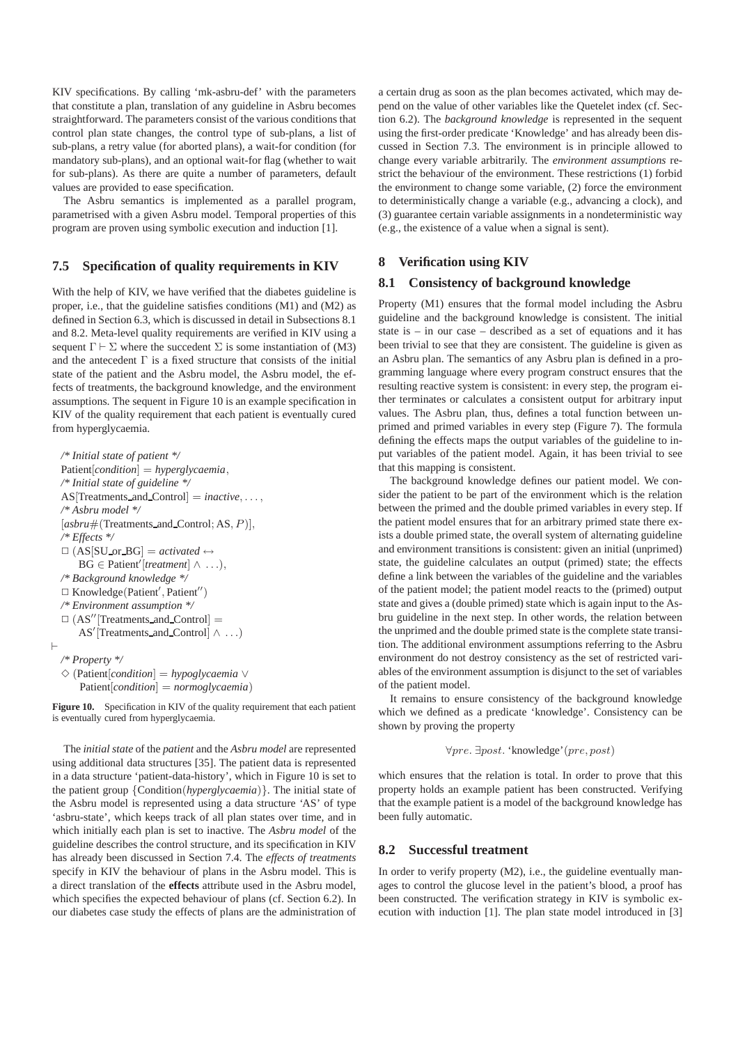KIV specifications. By calling 'mk-asbru-def' with the parameters that constitute a plan, translation of any guideline in Asbru becomes straightforward. The parameters consist of the various conditions that control plan state changes, the control type of sub-plans, a list of sub-plans, a retry value (for aborted plans), a wait-for condition (for mandatory sub-plans), and an optional wait-for flag (whether to wait for sub-plans). As there are quite a number of parameters, default values are provided to ease specification.

The Asbru semantics is implemented as a parallel program, parametrised with a given Asbru model. Temporal properties of this program are proven using symbolic execution and induction [1].

## 7.5 Specification of quality requirements in KIV

With the help of KIV, we have verified that the diabetes guideline is proper, i.e., that the guideline satisfies conditions (M1) and (M2) as defined in Section 6.3, which is discussed in detail in Subsections 8.1 and 8.2. Meta-level quality requirements are verified in KIV using a sequent $\Gamma \vdash \Sigma$ where the succedent $\Sigma$ is some instantiation of (M3) and the antecedent $\Gamma$ is a fixed structure that consists of the initial state of the patient and the Asbru model, the Asbru model, the effects of treatments, the background knowledge, and the environment assumptions. The sequent in Figure 10 is an example specification in KIV of the quality requirement that each patient is eventually cured from hyperglycaemia.

$$
\begin{array}{l}
\textit{/* Initial state of patient */} \\
\text{Patient}[\textit{condition}] = \textit{hyperglycaemia}, \\
\textit{/* Initial state of guideline */} \\
\text{AS}[\text{Treatments\_and\_Control}] = \textit{inactive}, \ldots, \\
\textit{/* Asbru model */} \\
[\textit{asbru}\#(\text{Treatments\_and\_Control}; \text{AS}, P)], \\
\textit{/* Effects */} \\
\Box\ (\text{AS}[\text{SU\_or\_BG}] = \textit{activated} \leftrightarrow \\
\quad \text{BG} \in \text{Patient}'[\textit{treatment}] \wedge \ldots), \\
\textit{/* Background knowledge */} \\
\Box\ \text{Knowledge}(\text{Patient}', \text{Patient}'') \\
\textit{/* Environment assumption */} \\
\Box\ (\text{AS}''[\text{Treatments\_and\_Control}] = \\
\quad \text{AS}'[\text{Treatments\_and\_Control}] \wedge \ldots) \\
\vdash \\
\textit{/* Property */} \\
\Diamond\ (\text{Patient}[\textit{condition}] = \textit{hypoglycaemia} \vee \\
\quad \text{Patient}[\textit{condition}] = \textit{normoglycaemia})
\end{array}
$$

**Figure 10.** Specification in KIV of the quality requirement that each patient is eventually cured from hyperglycaemia.

The *initial state* of the *patient* and the *Asbru model* are represented using additional data structures [35]. The patient data is represented in a data structure 'patient-data-history', which in Figure 10 is set to the patient group $\{\text{Condition}(\textit{hyperglycaemia})\}$. The initial state of the Asbru model is represented using a data structure 'AS' of type 'asbru-state', which keeps track of all plan states over time, and in which initially each plan is set to inactive. The *Asbru model* of the guideline describes the control structure, and its specification in KIV has already been discussed in Section 7.4. The *effects of treatments* specify in KIV the behaviour of plans in the Asbru model. This is a direct translation of the **effects** attribute used in the Asbru model, which specifies the expected behaviour of plans (cf. Section 6.2). In our diabetes case study the effects of plans are the administration of a certain drug as soon as the plan becomes activated, which may depend on the value of other variables like the Quetelet index (cf. Section 6.2). The *background knowledge* is represented in the sequent using the first-order predicate 'Knowledge' and has already been discussed in Section 7.3. The environment is in principle allowed to change every variable arbitrarily. The *environment assumptions* restrict the behaviour of the environment. These restrictions (1) forbid the environment to change some variable, (2) force the environment to deterministically change a variable (e.g., advancing a clock), and (3) guarantee certain variable assignments in a nondeterministic way (e.g., the existence of a value when a signal is sent).

# 8 Verification using KIV

## 8.1 Consistency of background knowledge

Property (M1) ensures that the formal model including the Asbru guideline and the background knowledge is consistent. The initial state is – in our case – described as a set of equations and it has been trivial to see that they are consistent. The guideline is given as an Asbru plan. The semantics of any Asbru plan is defined in a programming language where every program construct ensures that the resulting reactive system is consistent: in every step, the program either terminates or calculates a consistent output for arbitrary input values. The Asbru plan, thus, defines a total function between unprimed and primed variables in every step (Figure 7). The formula defining the effects maps the output variables of the guideline to input variables of the patient model. Again, it has been trivial to see that this mapping is consistent.

The background knowledge defines our patient model. We consider the patient to be part of the environment which is the relation between the primed and the double primed variables in every step. If the patient model ensures that for an arbitrary primed state there exists a double primed state, the overall system of alternating guideline and environment transitions is consistent: given an initial (unprimed) state, the guideline calculates an output (primed) state; the effects define a link between the variables of the guideline and the variables of the patient model; the patient model reacts to the (primed) output state and gives a (double primed) state which is again input to the Asbru guideline in the next step. In other words, the relation between the unprimed and the double primed state is the complete state transition. The additional environment assumptions referring to the Asbru environment do not destroy consistency as the set of restricted variables of the environment assumption is disjunct to the set of variables of the patient model.

It remains to ensure consistency of the background knowledge which we defined as a predicate 'knowledge'. Consistency can be shown by proving the property

$$\forall pre.\ \exists post.\ \text{'knowledge'}(pre, post)$$

which ensures that the relation is total. In order to prove that this property holds an example patient has been constructed. Verifying that the example patient is a model of the background knowledge has been fully automatic.

## 8.2 Successful treatment

In order to verify property (M2), i.e., the guideline eventually manages to control the glucose level in the patient's blood, a proof has been constructed. The verification strategy in KIV is symbolic execution with induction [1]. The plan state model introduced in [3]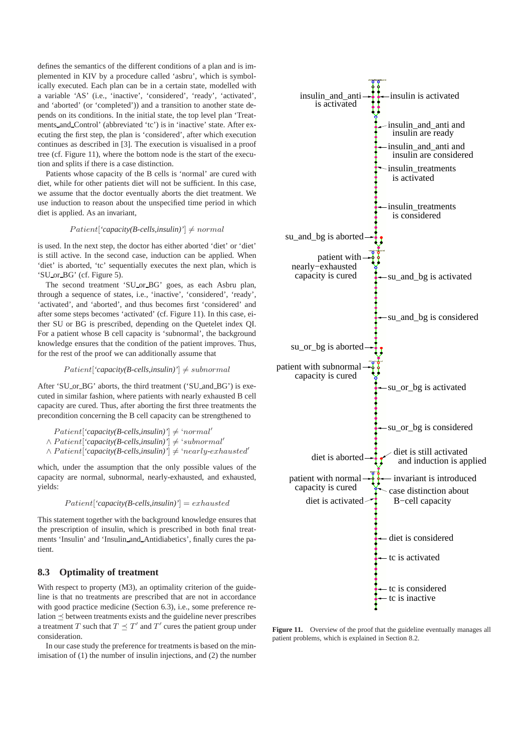defines the semantics of the different conditions of a plan and is implemented in KIV by a procedure called 'asbru', which is symbolically executed. Each plan can be in a certain state, modelled with a variable 'AS' (i.e., 'inactive', 'considered', 'ready', 'activated', and 'aborted' (or 'completed')) and a transition to another state depends on its conditions. In the initial state, the top level plan 'Treatments_and_Control' (abbreviated 'tc') is in 'inactive' state. After executing the first step, the plan is 'considered', after which execution continues as described in [3]. The execution is visualised in a proof tree (cf. Figure 11), where the bottom node is the start of the execution and splits if there is a case distinction.

Patients whose capacity of the B cells is 'normal' are cured with diet, while for other patients diet will not be sufficient. In this case, we assume that the doctor eventually aborts the diet treatment. We use induction to reason about the unspecified time period in which diet is applied. As an invariant,

$$Patient[\text{'capacity(B-cells,insulin)'}] \neq normal$$

is used. In the next step, the doctor has either aborted 'diet' or 'diet' is still active. In the second case, induction can be applied. When 'diet' is aborted, 'tc' sequentially executes the next plan, which is 'SU_or_BG' (cf. Figure 5).

The second treatment 'SU_or_BG' goes, as each Asbru plan, through a sequence of states, i.e., 'inactive', 'considered', 'ready', 'activated', and 'aborted', and thus becomes first 'considered' and after some steps becomes 'activated' (cf. Figure 11). In this case, either SU or BG is prescribed, depending on the Quetelet index QI. For a patient whose B cell capacity is 'subnormal', the background knowledge ensures that the condition of the patient improves. Thus, for the rest of the proof we can additionally assume that

$$Patient[\text{'capacity(B-cells,insulin)'}] \neq subnormal$$

After 'SU_or_BG' aborts, the third treatment ('SU_and_BG') is executed in similar fashion, where patients with nearly exhausted B cell capacity are cured. Thus, after aborting the first three treatments the precondition concerning the B cell capacity can be strengthened to

$$\begin{aligned} & Patient[\text{'capacity(B-cells,insulin)'}] \neq \text{'}normal\text{'} \\ \wedge\ & Patient[\text{'capacity(B-cells,insulin)'}] \neq \text{'}subnormal\text{'} \\ \wedge\ & Patient[\text{'capacity(B-cells,insulin)'}] \neq \text{'}nearly\text{-}exhausted\text{'} \end{aligned}$$

which, under the assumption that the only possible values of the capacity are normal, subnormal, nearly-exhausted, and exhausted, yields:

$$Patient[\text{'capacity(B-cells,insulin)'}] = exhausted$$

This statement together with the background knowledge ensures that the prescription of insulin, which is prescribed in both final treatments 'Insulin' and 'Insulin_and_Antidiabetics', finally cures the patient.

### 8.3 Optimality of treatment

With respect to property (M3), an optimality criterion of the guideline is that no treatments are prescribed that are not in accordance with good practice medicine (Section 6.3), i.e., some preference relation $\preceq$ between treatments exists and the guideline never prescribes a treatment $T$ such that $T \preceq T'$ and $T'$ cures the patient group under consideration.

In our case study the preference for treatments is based on the minimisation of (1) the number of insulin injections, and (2) the number

insulin_and_anti is activated — insulin is activated — insulin_and_anti and insulin are ready — insulin_and_anti and insulin are considered — insulin_treatments is activated — insulin_treatments is considered — su_and_bg is aborted — patient with nearly−exhausted capacity is cured — su_and_bg is activated — su_and_bg is considered — su_or_bg is aborted — patient with subnormal capacity is cured — su_or_bg is activated — su_or_bg is considered — diet is aborted — diet is still activated and induction is applied — patient with normal capacity is cured — invariant is introduced — case distinction about B−cell capacity — diet is activated — diet is considered — tc is activated — tc is considered — tc is inactive

**Figure 11.** Overview of the proof that the guideline eventually manages all patient problems, which is explained in Section 8.2.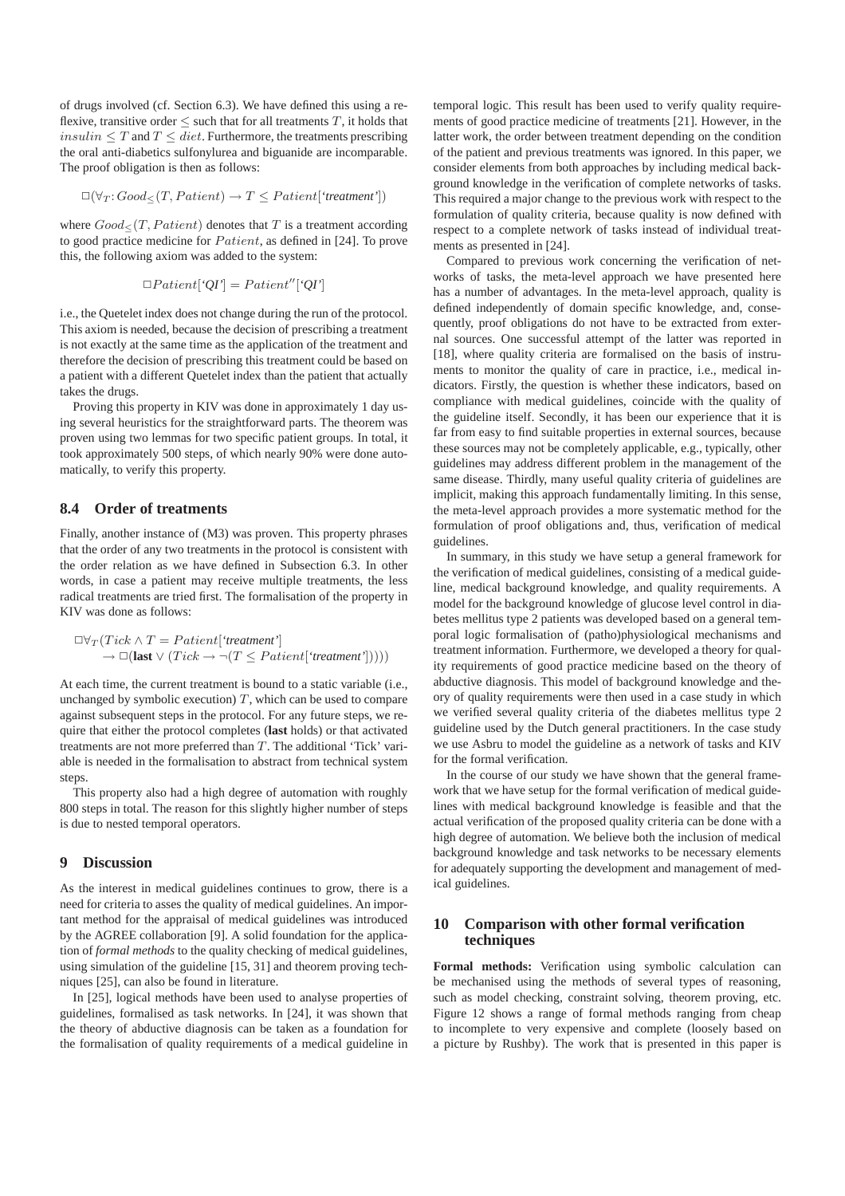of drugs involved (cf. Section 6.3). We have defined this using a reflexive, transitive order $\leq$ such that for all treatments $T$, it holds that $insulin \leq T$ and $T \leq diet$. Furthermore, the treatments prescribing the oral anti-diabetics sulfonylurea and biguanide are incomparable. The proof obligation is then as follows:

$$\Box(\forall_T : Good_{\leq}(T, Patient) \rightarrow T \leq Patient[\textit{'treatment'}])$$

where $Good_{\leq}(T, Patient)$ denotes that $T$ is a treatment according to good practice medicine for $Patient$, as defined in [24]. To prove this, the following axiom was added to the system:

$$\Box Patient[\textit{'QI'}] = Patient''[\textit{'QI'}]$$

i.e., the Quetelet index does not change during the run of the protocol. This axiom is needed, because the decision of prescribing a treatment is not exactly at the same time as the application of the treatment and therefore the decision of prescribing this treatment could be based on a patient with a different Quetelet index than the patient that actually takes the drugs.

Proving this property in KIV was done in approximately 1 day using several heuristics for the straightforward parts. The theorem was proven using two lemmas for two specific patient groups. In total, it took approximately 500 steps, of which nearly 90% were done automatically, to verify this property.

## 8.4 Order of treatments

Finally, another instance of (M3) was proven. This property phrases that the order of any two treatments in the protocol is consistent with the order relation as we have defined in Subsection 6.3. In other words, in case a patient may receive multiple treatments, the less radical treatments are tried first. The formalisation of the property in KIV was done as follows:

$$\begin{aligned}\Box\forall_T(Tick \wedge T = Patient[\textit{'treatment'}]\\ \rightarrow \Box(\textbf{last} \vee (Tick \rightarrow \neg(T \leq Patient[\textit{'treatment'}]))))\end{aligned}$$

At each time, the current treatment is bound to a static variable (i.e., unchanged by symbolic execution) $T$, which can be used to compare against subsequent steps in the protocol. For any future steps, we require that either the protocol completes (**last** holds) or that activated treatments are not more preferred than $T$. The additional 'Tick' variable is needed in the formalisation to abstract from technical system steps.

This property also had a high degree of automation with roughly 800 steps in total. The reason for this slightly higher number of steps is due to nested temporal operators.

# 9 Discussion

As the interest in medical guidelines continues to grow, there is a need for criteria to asses the quality of medical guidelines. An important method for the appraisal of medical guidelines was introduced by the AGREE collaboration [9]. A solid foundation for the application of *formal methods* to the quality checking of medical guidelines, using simulation of the guideline [15, 31] and theorem proving techniques [25], can also be found in literature.

In [25], logical methods have been used to analyse properties of guidelines, formalised as task networks. In [24], it was shown that the theory of abductive diagnosis can be taken as a foundation for the formalisation of quality requirements of a medical guideline in temporal logic. This result has been used to verify quality requirements of good practice medicine of treatments [21]. However, in the latter work, the order between treatment depending on the condition of the patient and previous treatments was ignored. In this paper, we consider elements from both approaches by including medical background knowledge in the verification of complete networks of tasks. This required a major change to the previous work with respect to the formulation of quality criteria, because quality is now defined with respect to a complete network of tasks instead of individual treatments as presented in [24].

Compared to previous work concerning the verification of networks of tasks, the meta-level approach we have presented here has a number of advantages. In the meta-level approach, quality is defined independently of domain specific knowledge, and, consequently, proof obligations do not have to be extracted from external sources. One successful attempt of the latter was reported in [18], where quality criteria are formalised on the basis of instruments to monitor the quality of care in practice, i.e., medical indicators. Firstly, the question is whether these indicators, based on compliance with medical guidelines, coincide with the quality of the guideline itself. Secondly, it has been our experience that it is far from easy to find suitable properties in external sources, because these sources may not be completely applicable, e.g., typically, other guidelines may address different problem in the management of the same disease. Thirdly, many useful quality criteria of guidelines are implicit, making this approach fundamentally limiting. In this sense, the meta-level approach provides a more systematic method for the formulation of proof obligations and, thus, verification of medical guidelines.

In summary, in this study we have setup a general framework for the verification of medical guidelines, consisting of a medical guideline, medical background knowledge, and quality requirements. A model for the background knowledge of glucose level control in diabetes mellitus type 2 patients was developed based on a general temporal logic formalisation of (patho)physiological mechanisms and treatment information. Furthermore, we developed a theory for quality requirements of good practice medicine based on the theory of abductive diagnosis. This model of background knowledge and theory of quality requirements were then used in a case study in which we verified several quality criteria of the diabetes mellitus type 2 guideline used by the Dutch general practitioners. In the case study we use Asbru to model the guideline as a network of tasks and KIV for the formal verification.

In the course of our study we have shown that the general framework that we have setup for the formal verification of medical guidelines with medical background knowledge is feasible and that the actual verification of the proposed quality criteria can be done with a high degree of automation. We believe both the inclusion of medical background knowledge and task networks to be necessary elements for adequately supporting the development and management of medical guidelines.

# 10 Comparison with other formal verification techniques

**Formal methods:** Verification using symbolic calculation can be mechanised using the methods of several types of reasoning, such as model checking, constraint solving, theorem proving, etc. Figure 12 shows a range of formal methods ranging from cheap to incomplete to very expensive and complete (loosely based on a picture by Rushby). The work that is presented in this paper is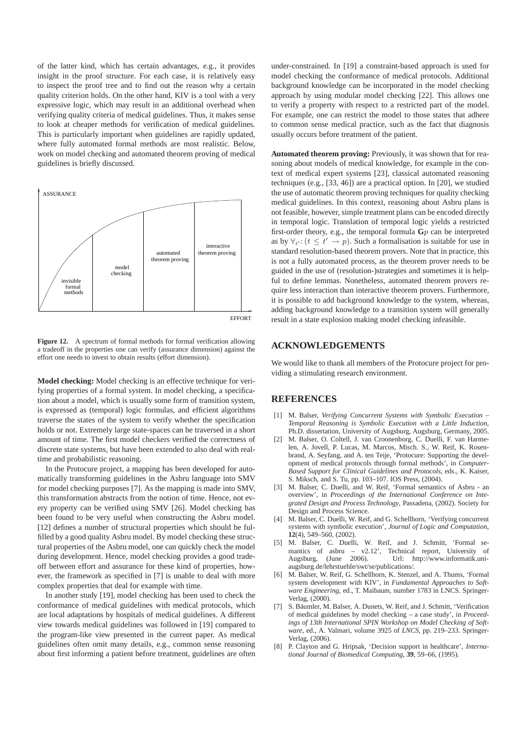of the latter kind, which has certain advantages, e.g., it provides insight in the proof structure. For each case, it is relatively easy to inspect the proof tree and to find out the reason why a certain quality criterion holds. On the other hand, KIV is a tool with a very expressive logic, which may result in an additional overhead when verifying quality criteria of medical guidelines. Thus, it makes sense to look at cheaper methods for verification of medical guidelines. This is particularly important when guidelines are rapidly updated, where fully automated formal methods are most realistic. Below, work on model checking and automated theorem proving of medical guidelines is briefly discussed.

**Figure 12.** A spectrum of formal methods for formal verification allowing a tradeoff in the properties one can verify (assurance dimension) against the effort one needs to invest to obtain results (effort dimension).

**Model checking:** Model checking is an effective technique for verifying properties of a formal system. In model checking, a specification about a model, which is usually some form of transition system, is expressed as (temporal) logic formulas, and efficient algorithms traverse the states of the system to verify whether the specification holds or not. Extremely large state-spaces can be traversed in a short amount of time. The first model checkers verified the correctness of discrete state systems, but have been extended to also deal with real-time and probabilistic reasoning.

In the Protocure project, a mapping has been developed for automatically transforming guidelines in the Asbru language into SMV for model checking purposes [7]. As the mapping is made into SMV, this transformation abstracts from the notion of time. Hence, not every property can be verified using SMV [26]. Model checking has been found to be very useful when constructing the Asbru model. [12] defines a number of structural properties which should be fulfilled by a good quality Asbru model. By model checking these structural properties of the Asbru model, one can quickly check the model during development. Hence, model checking provides a good tradeoff between effort and assurance for these kind of properties, however, the framework as specified in [7] is unable to deal with more complex properties that deal for example with time.

In another study [19], model checking has been used to check the conformance of medical guidelines with medical protocols, which are local adaptations by hospitals of medical guidelines. A different view towards medical guidelines was followed in [19] compared to the program-like view presented in the current paper. As medical guidelines often omit many details, e.g., common sense reasoning about first informing a patient before treatment, guidelines are often under-constrained. In [19] a constraint-based approach is used for model checking the conformance of medical protocols. Additional background knowledge can be incorporated in the model checking approach by using modular model checking [22]. This allows one to verify a property with respect to a restricted part of the model. For example, one can restrict the model to those states that adhere to common sense medical practice, such as the fact that diagnosis usually occurs before treatment of the patient.

**Automated theorem proving:** Previously, it was shown that for reasoning about models of medical knowledge, for example in the context of medical expert systems [23], classical automated reasoning techniques (e.g., [33, 46]) are a practical option. In [20], we studied the use of automatic theorem proving techniques for quality checking medical guidelines. In this context, reasoning about Asbru plans is not feasible, however, simple treatment plans can be encoded directly in temporal logic. Translation of temporal logic yields a restricted first-order theory, e.g., the temporal formula $\mathbf{G}p$ can be interpreted as by $\forall_{t'}: (t \leq t' \rightarrow p)$. Such a formalisation is suitable for use in standard resolution-based theorem provers. Note that in practice, this is not a fully automated process, as the theorem prover needs to be guided in the use of (resolution-)strategies and sometimes it is helpful to define lemmas. Nonetheless, automated theorem provers require less interaction than interactive theorem provers. Furthermore, it is possible to add background knowledge to the system, whereas, adding background knowledge to a transition system will generally result in a state explosion making model checking infeasible.

## ACKNOWLEDGEMENTS

We would like to thank all members of the Protocure project for providing a stimulating research environment.

## REFERENCES

[1] M. Balser, *Verifying Concurrent Systems with Symbolic Execution – Temporal Reasoning is Symbolic Execution with a Little Induction*, Ph.D. dissertation, University of Augsburg, Augsburg, Germany, 2005.

[2] M. Balser, O. Coltell, J. van Croonenborg, C. Duelli, F. van Harmelen, A. Jovell, P. Lucas, M. Marcos, Misch. S., W. Reif, K. Rosenbrand, A. Seyfang, and A. ten Teije, 'Protocure: Supporting the development of medical protocols through formal methods', in *Computer-Based Support for Clinical Guidelines and Protocols*, eds., K. Kaiser, S. Miksch, and S. Tu, pp. 103–107. IOS Press, (2004).

[3] M. Balser, C. Duelli, and W. Reif, 'Formal semantics of Asbru - an overview', in *Proceedings of the International Conference on Integrated Design and Process Technology*, Passadena, (2002). Society for Design and Process Science.

[4] M. Balser, C. Duelli, W. Reif, and G. Schellhorn, 'Verifying concurrent systems with symbolic execution', *Journal of Logic and Computation*, **12**(4), 549–560, (2002).

[5] M. Balser, C. Duelli, W. Reif, and J. Schmitt, 'Formal semantics of asbru – v2.12', Technical report, University of Augsburg, (June 2006). Url: http://www.informatik.uni-augsburg.de/lehrstuehle/swt/se/publications/.

[6] M. Balser, W. Reif, G. Schellhorn, K. Stenzel, and A. Thums, 'Formal system development with KIV', in *Fundamental Approaches to Software Engineering*, ed., T. Maibaum, number 1783 in LNCS. Springer-Verlag, (2000).

[7] S. Bäumler, M. Balser, A. Dunets, W. Reif, and J. Schmitt, 'Verification of medical guidelines by model checking – a case study', in *Proceedings of 13th International SPIN Workshop on Model Checking of Software*, ed., A. Valmari, volume 3925 of *LNCS*, pp. 219–233. Springer-Verlag, (2006).

[8] P. Clayton and G. Hripsak, 'Decision support in healthcare', *International Journal of Biomedical Computing*, **39**, 59–66, (1995).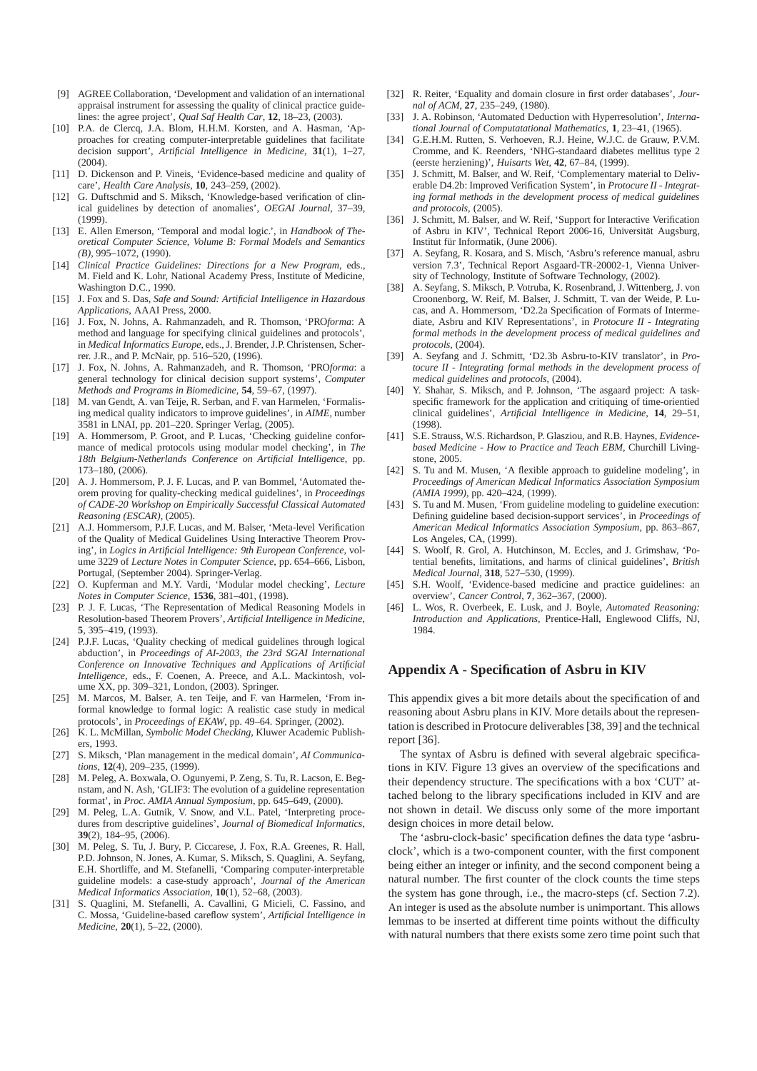[9] AGREE Collaboration, 'Development and validation of an international appraisal instrument for assessing the quality of clinical practice guidelines: the agree project', *Qual Saf Health Car*, **12**, 18–23, (2003).

[10] P.A. de Clercq, J.A. Blom, H.H.M. Korsten, and A. Hasman, 'Approaches for creating computer-interpretable guidelines that facilitate decision support', *Artificial Intelligence in Medicine*, **31**(1), 1–27, (2004).

[11] D. Dickenson and P. Vineis, 'Evidence-based medicine and quality of care', *Health Care Analysis*, **10**, 243–259, (2002).

[12] G. Duftschmid and S. Miksch, 'Knowledge-based verification of clinical guidelines by detection of anomalies', *OEGAI Journal*, 37–39, (1999).

[13] E. Allen Emerson, 'Temporal and modal logic.', in *Handbook of Theoretical Computer Science, Volume B: Formal Models and Semantics (B)*, 995–1072, (1990).

[14] *Clinical Practice Guidelines: Directions for a New Program*, eds., M. Field and K. Lohr, National Academy Press, Institute of Medicine, Washington D.C., 1990.

[15] J. Fox and S. Das, *Safe and Sound: Artificial Intelligence in Hazardous Applications*, AAAI Press, 2000.

[16] J. Fox, N. Johns, A. Rahmanzadeh, and R. Thomson, 'PRO*forma*: A method and language for specifying clinical guidelines and protocols', in *Medical Informatics Europe*, eds., J. Brender, J.P. Christensen, Scherrer. J.R., and P. McNair, pp. 516–520, (1996).

[17] J. Fox, N. Johns, A. Rahmanzadeh, and R. Thomson, 'PRO*forma*: a general technology for clinical decision support systems', *Computer Methods and Programs in Biomedicine*, **54**, 59–67, (1997).

[18] M. van Gendt, A. van Teije, R. Serban, and F. van Harmelen, 'Formalising medical quality indicators to improve guidelines', in *AIME*, number 3581 in LNAI, pp. 201–220. Springer Verlag, (2005).

[19] A. Hommersom, P. Groot, and P. Lucas, 'Checking guideline conformance of medical protocols using modular model checking', in *The 18th Belgium-Netherlands Conference on Artificial Intelligence*, pp. 173–180, (2006).

[20] A. J. Hommersom, P. J. F. Lucas, and P. van Bommel, 'Automated theorem proving for quality-checking medical guidelines', in *Proceedings of CADE-20 Workshop on Empirically Successful Classical Automated Reasoning (ESCAR)*, (2005).

[21] A.J. Hommersom, P.J.F. Lucas, and M. Balser, 'Meta-level Verification of the Quality of Medical Guidelines Using Interactive Theorem Proving', in *Logics in Artificial Intelligence: 9th European Conference*, volume 3229 of *Lecture Notes in Computer Science*, pp. 654–666, Lisbon, Portugal, (September 2004). Springer-Verlag.

[22] O. Kupferman and M.Y. Vardi, 'Modular model checking', *Lecture Notes in Computer Science*, **1536**, 381–401, (1998).

[23] P. J. F. Lucas, 'The Representation of Medical Reasoning Models in Resolution-based Theorem Provers', *Artificial Intelligence in Medicine*, **5**, 395–419, (1993).

[24] P.J.F. Lucas, 'Quality checking of medical guidelines through logical abduction', in *Proceedings of AI-2003, the 23rd SGAI International Conference on Innovative Techniques and Applications of Artificial Intelligence*, eds., F. Coenen, A. Preece, and A.L. Mackintosh, volume XX, pp. 309–321, London, (2003). Springer.

[25] M. Marcos, M. Balser, A. ten Teije, and F. van Harmelen, 'From informal knowledge to formal logic: A realistic case study in medical protocols', in *Proceedings of EKAW*, pp. 49–64. Springer, (2002).

[26] K. L. McMillan, *Symbolic Model Checking*, Kluwer Academic Publishers, 1993.

[27] S. Miksch, 'Plan management in the medical domain', *AI Communications*, **12**(4), 209–235, (1999).

[28] M. Peleg, A. Boxwala, O. Ogunyemi, P. Zeng, S. Tu, R. Lacson, E. Begnstam, and N. Ash, 'GLIF3: The evolution of a guideline representation format', in *Proc. AMIA Annual Symposium*, pp. 645–649, (2000).

[29] M. Peleg, L.A. Gutnik, V. Snow, and V.L. Patel, 'Interpreting procedures from descriptive guidelines', *Journal of Biomedical Informatics*, **39**(2), 184–95, (2006).

[30] M. Peleg, S. Tu, J. Bury, P. Ciccarese, J. Fox, R.A. Greenes, R. Hall, P.D. Johnson, N. Jones, A. Kumar, S. Miksch, S. Quaglini, A. Seyfang, E.H. Shortliffe, and M. Stefanelli, 'Comparing computer-interpretable guideline models: a case-study approach', *Journal of the American Medical Informatics Association*, **10**(1), 52–68, (2003).

[31] S. Quaglini, M. Stefanelli, A. Cavallini, G Micieli, C. Fassino, and C. Mossa, 'Guideline-based careflow system', *Artificial Intelligence in Medicine*, **20**(1), 5–22, (2000).

[32] R. Reiter, 'Equality and domain closure in first order databases', *Journal of ACM*, **27**, 235–249, (1980).

[33] J. A. Robinson, 'Automated Deduction with Hyperresolution', *International Journal of Computatational Mathematics*, **1**, 23–41, (1965).

[34] G.E.H.M. Rutten, S. Verhoeven, R.J. Heine, W.J.C. de Grauw, P.V.M. Cromme, and K. Reenders, 'NHG-standaard diabetes mellitus type 2 (eerste herziening)', *Huisarts Wet*, **42**, 67–84, (1999).

[35] J. Schmitt, M. Balser, and W. Reif, 'Complementary material to Deliverable D4.2b: Improved Verification System', in *Protocure II - Integrating formal methods in the development process of medical guidelines and protocols*, (2005).

[36] J. Schmitt, M. Balser, and W. Reif, 'Support for Interactive Verification of Asbru in KIV', Technical Report 2006-16, Universität Augsburg, Institut für Informatik, (June 2006).

[37] A. Seyfang, R. Kosara, and S. Misch, 'Asbru's reference manual, asbru version 7.3', Technical Report Asgaard-TR-20002-1, Vienna University of Technology, Institute of Software Technology, (2002).

[38] A. Seyfang, S. Miksch, P. Votruba, K. Rosenbrand, J. Wittenberg, J. von Croonenborg, W. Reif, M. Balser, J. Schmitt, T. van der Weide, P. Lucas, and A. Hommersom, 'D2.2a Specification of Formats of Intermediate, Asbru and KIV Representations', in *Protocure II - Integrating formal methods in the development process of medical guidelines and protocols*, (2004).

[39] A. Seyfang and J. Schmitt, 'D2.3b Asbru-to-KIV translator', in *Protocure II - Integrating formal methods in the development process of medical guidelines and protocols*, (2004).

[40] Y. Shahar, S. Miksch, and P. Johnson, 'The asgaard project: A task-specific framework for the application and critiquing of time-orientied clinical guidelines', *Artificial Intelligence in Medicine*, **14**, 29–51, (1998).

[41] S.E. Strauss, W.S. Richardson, P. Glasziou, and R.B. Haynes, *Evidence-based Medicine - How to Practice and Teach EBM*, Churchill Livingstone, 2005.

[42] S. Tu and M. Musen, 'A flexible approach to guideline modeling', in *Proceedings of American Medical Informatics Association Symposium (AMIA 1999)*, pp. 420–424, (1999).

[43] S. Tu and M. Musen, 'From guideline modeling to guideline execution: Defining guideline based decision-support services', in *Proceedings of American Medical Informatics Association Symposium*, pp. 863–867, Los Angeles, CA, (1999).

[44] S. Woolf, R. Grol, A. Hutchinson, M. Eccles, and J. Grimshaw, 'Potential benefits, limitations, and harms of clinical guidelines', *British Medical Journal*, **318**, 527–530, (1999).

[45] S.H. Woolf, 'Evidence-based medicine and practice guidelines: an overview', *Cancer Control*, **7**, 362–367, (2000).

[46] L. Wos, R. Overbeek, E. Lusk, and J. Boyle, *Automated Reasoning: Introduction and Applications*, Prentice-Hall, Englewood Cliffs, NJ, 1984.

## Appendix A - Specification of Asbru in KIV

This appendix gives a bit more details about the specification of and reasoning about Asbru plans in KIV. More details about the representation is described in Protocure deliverables [38, 39] and the technical report [36].

The syntax of Asbru is defined with several algebraic specifications in KIV. Figure 13 gives an overview of the specifications and their dependency structure. The specifications with a box 'CUT' attached belong to the library specifications included in KIV and are not shown in detail. We discuss only some of the more important design choices in more detail below.

The 'asbru-clock-basic' specification defines the data type 'asbru-clock', which is a two-component counter, with the first component being either an integer or infinity, and the second component being a natural number. The first counter of the clock counts the time steps the system has gone through, i.e., the macro-steps (cf. Section 7.2). An integer is used as the absolute number is unimportant. This allows lemmas to be inserted at different time points without the difficulty with natural numbers that there exists some zero time point such that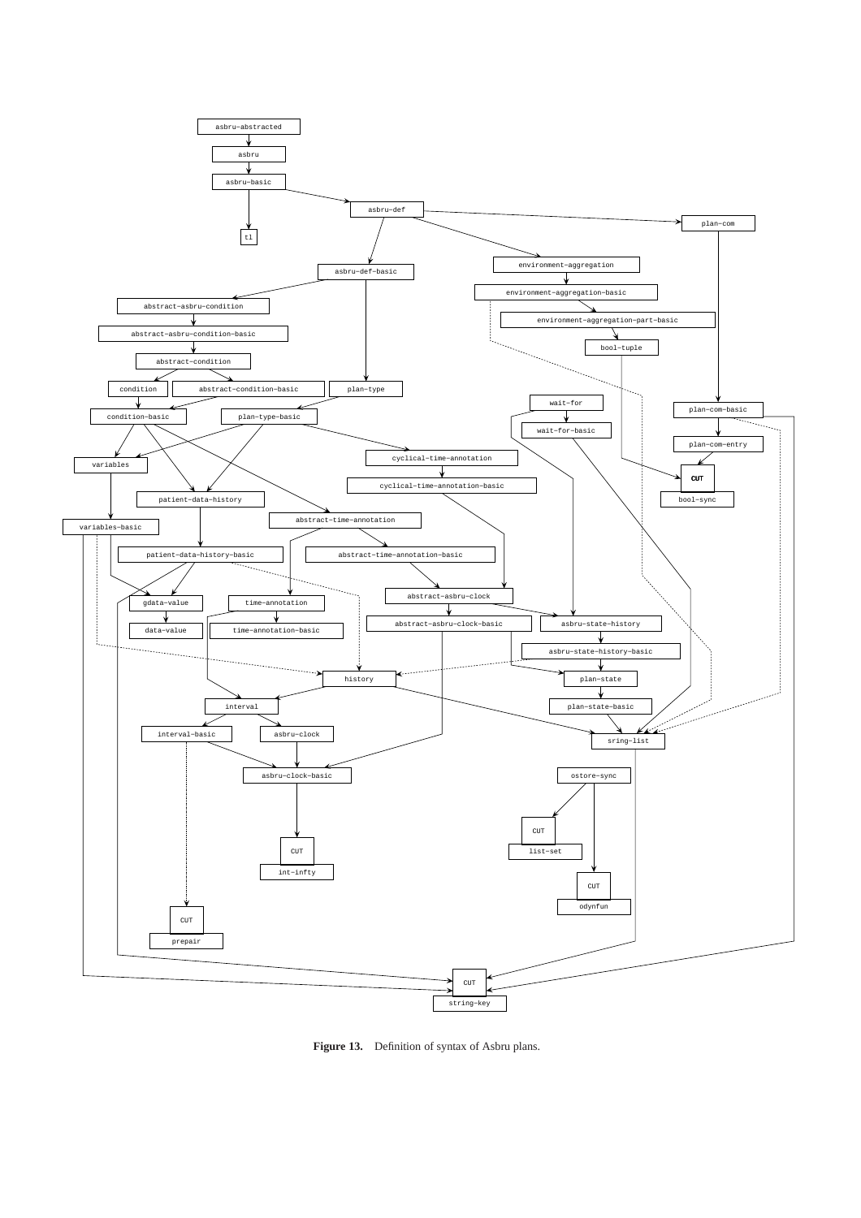**Figure 13.** Definition of syntax of Asbru plans.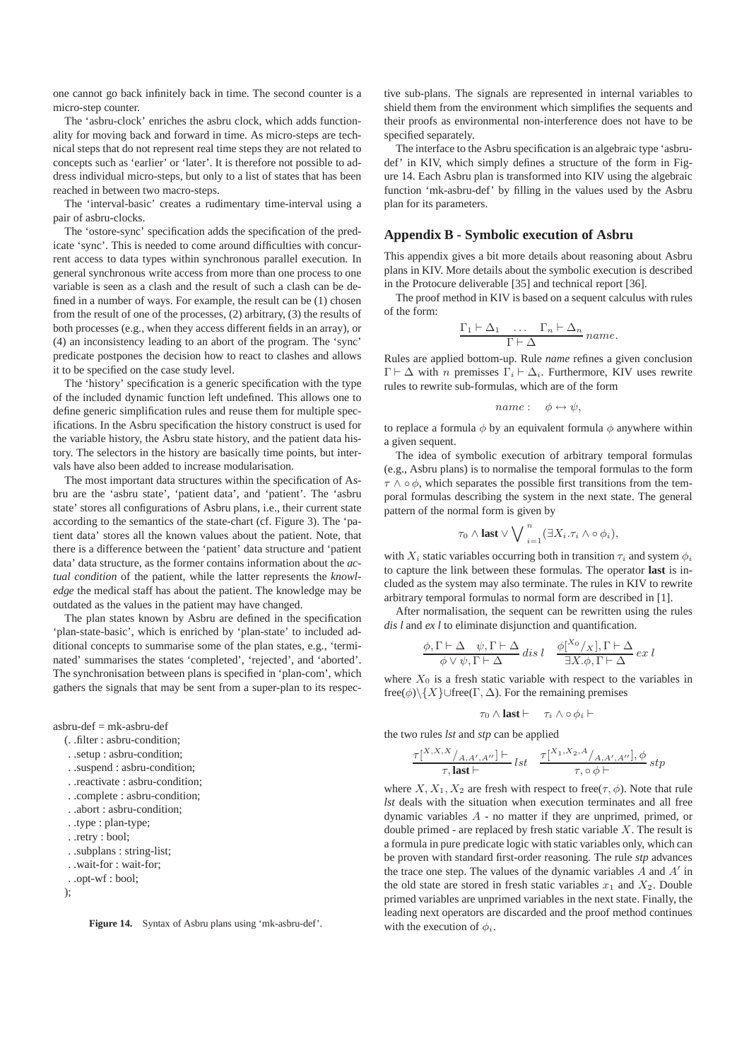one cannot go back infinitely back in time. The second counter is a micro-step counter.

The 'asbru-clock' enriches the asbru clock, which adds functionality for moving back and forward in time. As micro-steps are technical steps that do not represent real time steps they are not related to concepts such as 'earlier' or 'later'. It is therefore not possible to address individual micro-steps, but only to a list of states that has been reached in between two macro-steps.

The 'interval-basic' creates a rudimentary time-interval using a pair of asbru-clocks.

The 'ostore-sync' specification adds the specification of the predicate 'sync'. This is needed to come around difficulties with concurrent access to data types within synchronous parallel execution. In general synchronous write access from more than one process to one variable is seen as a clash and the result of such a clash can be defined in a number of ways. For example, the result can be (1) chosen from the result of one of the processes, (2) arbitrary, (3) the results of both processes (e.g., when they access different fields in an array), or (4) an inconsistency leading to an abort of the program. The 'sync' predicate postpones the decision how to react to clashes and allows it to be specified on the case study level.

The 'history' specification is a generic specification with the type of the included dynamic function left undefined. This allows one to define generic simplification rules and reuse them for multiple specifications. In the Asbru specification the history construct is used for the variable history, the Asbru state history, and the patient data history. The selectors in the history are basically time points, but intervals have also been added to increase modularisation.

The most important data structures within the specification of Asbru are the 'asbru state', 'patient data', and 'patient'. The 'asbru state' stores all configurations of Asbru plans, i.e., their current state according to the semantics of the state-chart (cf. Figure 3). The 'patient data' stores all the known values about the patient. Note, that there is a difference between the 'patient' data structure and 'patient data' data structure, as the former contains information about the *actual condition* of the patient, while the latter represents the *knowledge* the medical staff has about the patient. The knowledge may be outdated as the values in the patient may have changed.

The plan states known by Asbru are defined in the specification 'plan-state-basic', which is enriched by 'plan-state' to included additional concepts to summarise some of the plan states, e.g., 'terminated' summarises the states 'completed', 'rejected', and 'aborted'. The synchronisation between plans is specified in 'plan-com', which gathers the signals that may be sent from a super-plan to its respective sub-plans. The signals are represented in internal variables to shield them from the environment which simplifies the sequents and their proofs as environmental non-interference does not have to be specified separately.

The interface to the Asbru specification is an algebraic type 'asbru-def' in KIV, which simply defines a structure of the form in Figure 14. Each Asbru plan is transformed into KIV using the algebraic function 'mk-asbru-def' by filling in the values used by the Asbru plan for its parameters.

```
asbru-def = mk-asbru-def
  (. .filter : asbru-condition;
   . .setup : asbru-condition;
   . .suspend : asbru-condition;
   . .reactivate : asbru-condition;
   . .complete : asbru-condition;
   . .abort : asbru-condition;
   . .type : plan-type;
   . .retry : bool;
   . .subplans : string-list;
   . .wait-for : wait-for;
   . .opt-wf : bool;
  );
```

**Figure 14.** Syntax of Asbru plans using 'mk-asbru-def'.

## Appendix B - Symbolic execution of Asbru

This appendix gives a bit more details about reasoning about Asbru plans in KIV. More details about the symbolic execution is described in the Protocure deliverable [35] and technical report [36].

The proof method in KIV is based on a sequent calculus with rules of the form:

$$\frac{\Gamma_1 \vdash \Delta_1 \quad \ldots \quad \Gamma_n \vdash \Delta_n}{\Gamma \vdash \Delta}\, name.$$

Rules are applied bottom-up. Rule *name* refines a given conclusion $\Gamma \vdash \Delta$ with $n$ premisses $\Gamma_i \vdash \Delta_i$. Furthermore, KIV uses rewrite rules to rewrite sub-formulas, which are of the form

$$name: \quad \phi \leftrightarrow \psi,$$

to replace a formula $\phi$ by an equivalent formula $\phi$ anywhere within a given sequent.

The idea of symbolic execution of arbitrary temporal formulas (e.g., Asbru plans) is to normalise the temporal formulas to the form $\tau \wedge \circ\phi$, which separates the possible first transitions from the temporal formulas describing the system in the next state. The general pattern of the normal form is given by

$$\tau_0 \wedge \textbf{last} \vee \bigvee\nolimits_{i=1}^{n} (\exists X_i . \tau_i \wedge \circ\, \phi_i),$$

with $X_i$ static variables occurring both in transition $\tau_i$ and system $\phi_i$ to capture the link between these formulas. The operator **last** is included as the system may also terminate. The rules in KIV to rewrite arbitrary temporal formulas to normal form are described in [1].

After normalisation, the sequent can be rewritten using the rules *dis l* and *ex l* to eliminate disjunction and quantification.

$$\frac{\phi, \Gamma \vdash \Delta \quad \psi, \Gamma \vdash \Delta}{\phi \vee \psi, \Gamma \vdash \Delta}\, dis\ l \quad \frac{\phi[^{X_0}/_X], \Gamma \vdash \Delta}{\exists X.\phi, \Gamma \vdash \Delta}\, ex\ l$$

where $X_0$ is a fresh static variable with respect to the variables in free$(\phi)\backslash\{X\}\cup$free$(\Gamma, \Delta)$. For the remaining premises

$$\tau_0 \wedge \textbf{last} \vdash \quad \tau_i \wedge \circ\,\phi_i \vdash$$

the two rules *lst* and *stp* can be applied

$$\frac{\tau[^{X,X,X}/_{A,A',A''}] \vdash}{\tau, \textbf{last} \vdash}\, lst \quad \frac{\tau[^{X_1,X_2,A}/_{A,A',A''}], \phi \vdash}{\tau, \circ\,\phi \vdash}\, stp$$

where $X, X_1, X_2$ are fresh with respect to free$(\tau, \phi)$. Note that rule *lst* deals with the situation when execution terminates and all free dynamic variables $A$ - no matter if they are unprimed, primed, or double primed - are replaced by fresh static variable $X$. The result is a formula in pure predicate logic with static variables only, which can be proven with standard first-order reasoning. The rule *stp* advances the trace one step. The values of the dynamic variables $A$ and $A'$ in the old state are stored in fresh static variables $x_1$ and $X_2$. Double primed variables are unprimed variables in the next state. Finally, the leading next operators are discarded and the proof method continues with the execution of $\phi_i$.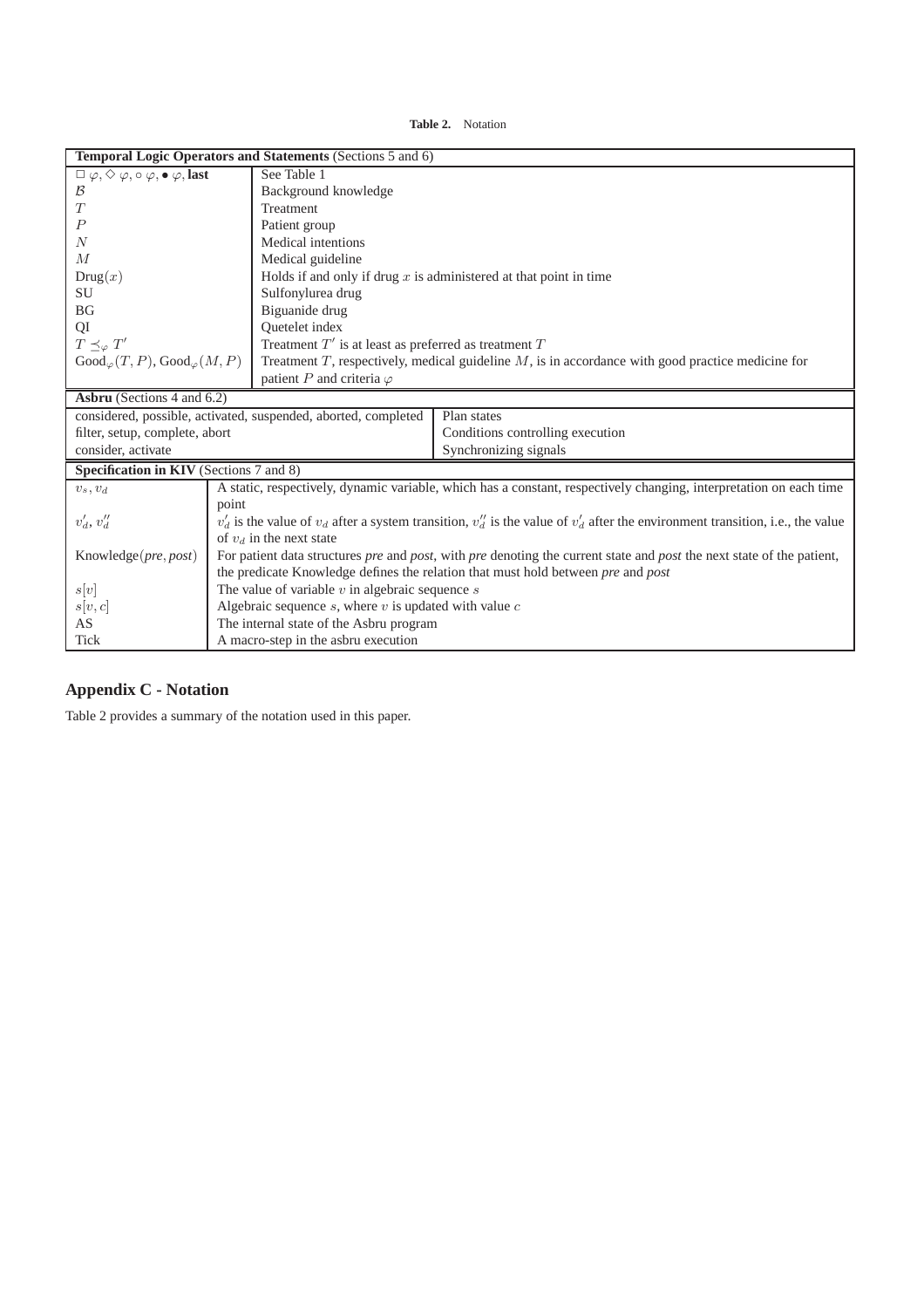**Table 2.** Notation

| | |
|---|---|
| **Temporal Logic Operators and Statements** (Sections 5 and 6) | |
| $\square\,\varphi, \diamond\,\varphi, \circ\,\varphi, \bullet\,\varphi$, **last** | See Table 1 |
| $\mathcal{B}$ | Background knowledge |
| $T$ | Treatment |
| $P$ | Patient group |
| $N$ | Medical intentions |
| $M$ | Medical guideline |
| $\text{Drug}(x)$ | Holds if and only if drug $x$ is administered at that point in time |
| SU | Sulfonylurea drug |
| BG | Biguanide drug |
| QI | Quetelet index |
| $T \preceq_\varphi T'$ | Treatment $T'$ is at least as preferred as treatment $T$ |
| $\text{Good}_\varphi(T, P)$, $\text{Good}_\varphi(M, P)$ | Treatment $T$, respectively, medical guideline $M$, is in accordance with good practice medicine for patient $P$ and criteria $\varphi$ |
| **Asbru** (Sections 4 and 6.2) | |
| considered, possible, activated, suspended, aborted, completed | Plan states |
| filter, setup, complete, abort | Conditions controlling execution |
| consider, activate | Synchronizing signals |
| **Specification in KIV** (Sections 7 and 8) | |
| $v_s, v_d$ | A static, respectively, dynamic variable, which has a constant, respectively changing, interpretation on each time point |
| $v_d'$, $v_d''$ | $v_d'$ is the value of $v_d$ after a system transition, $v_d''$ is the value of $v_d'$ after the environment transition, i.e., the value of $v_d$ in the next state |
| Knowledge(*pre*, *post*) | For patient data structures *pre* and *post*, with *pre* denoting the current state and *post* the next state of the patient, the predicate Knowledge defines the relation that must hold between *pre* and *post* |
| $s[v]$ | The value of variable $v$ in algebraic sequence $s$ |
| $s[v, c]$ | Algebraic sequence $s$, where $v$ is updated with value $c$ |
| AS | The internal state of the Asbru program |
| Tick | A macro-step in the asbru execution |

## Appendix C - Notation

Table 2 provides a summary of the notation used in this paper.